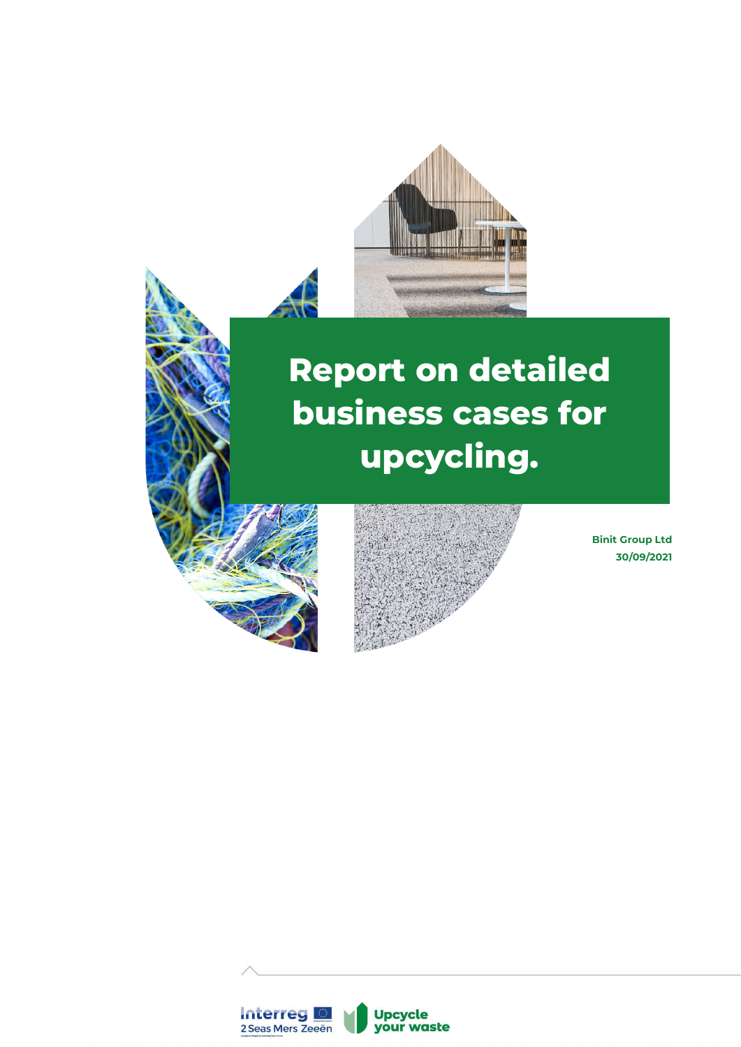# Report on detailed business cases for upcycling.

**Binit Group Ltd**
**30/09/2021**

Interreg 2 Seas Mers Zeeën

Upcycle your waste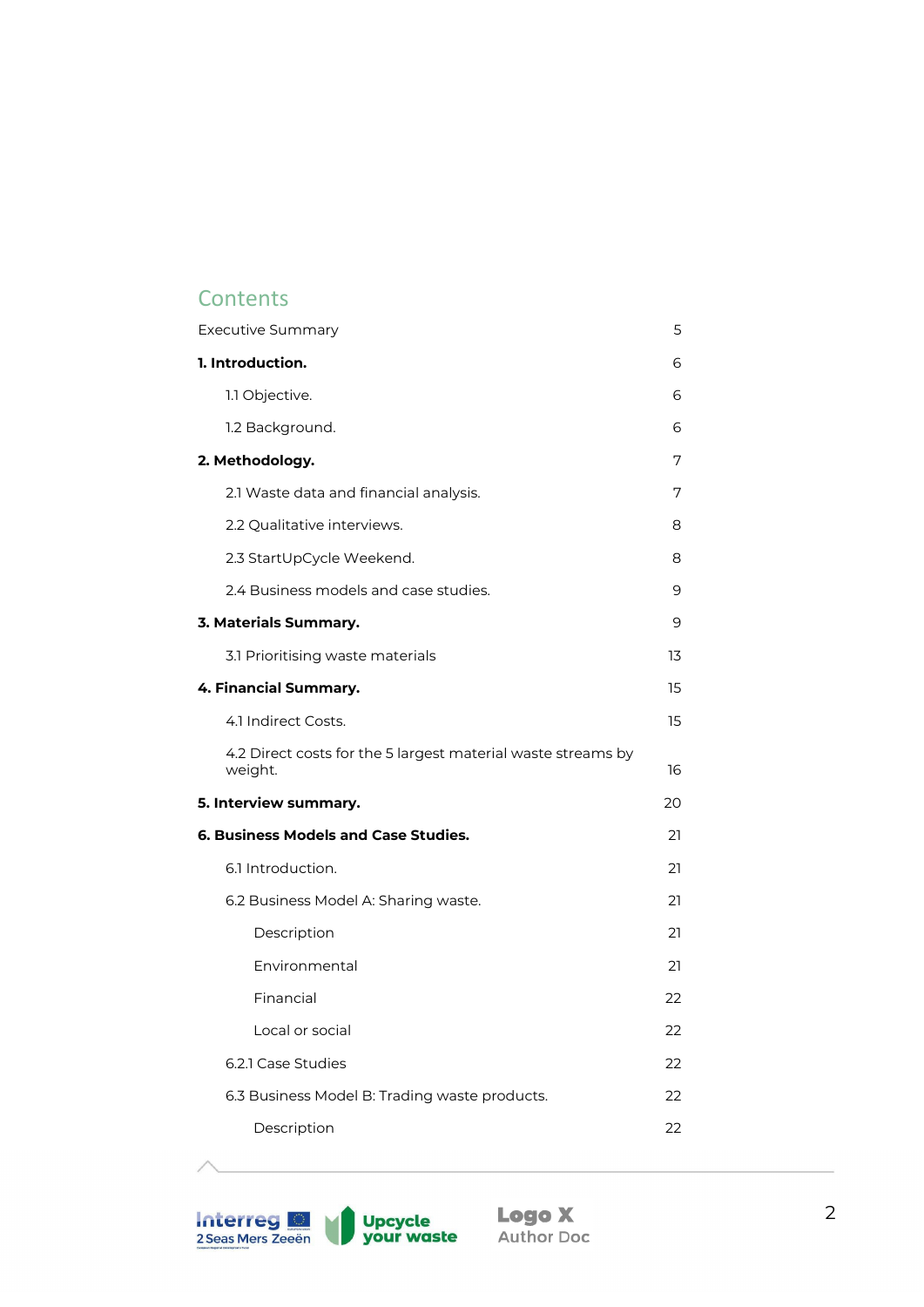## Contents

| | |
|---|---|
| Executive Summary | 5 |
| **1. Introduction.** | 6 |
| 1.1 Objective. | 6 |
| 1.2 Background. | 6 |
| **2. Methodology.** | 7 |
| 2.1 Waste data and financial analysis. | 7 |
| 2.2 Qualitative interviews. | 8 |
| 2.3 StartUpCycle Weekend. | 8 |
| 2.4 Business models and case studies. | 9 |
| **3. Materials Summary.** | 9 |
| 3.1 Prioritising waste materials | 13 |
| **4. Financial Summary.** | 15 |
| 4.1 Indirect Costs. | 15 |
| 4.2 Direct costs for the 5 largest material waste streams by weight. | 16 |
| **5. Interview summary.** | 20 |
| **6. Business Models and Case Studies.** | 21 |
| 6.1 Introduction. | 21 |
| 6.2 Business Model A: Sharing waste. | 21 |
| Description | 21 |
| Environmental | 21 |
| Financial | 22 |
| Local or social | 22 |
| 6.2.1 Case Studies | 22 |
| 6.3 Business Model B: Trading waste products. | 22 |
| Description | 22 |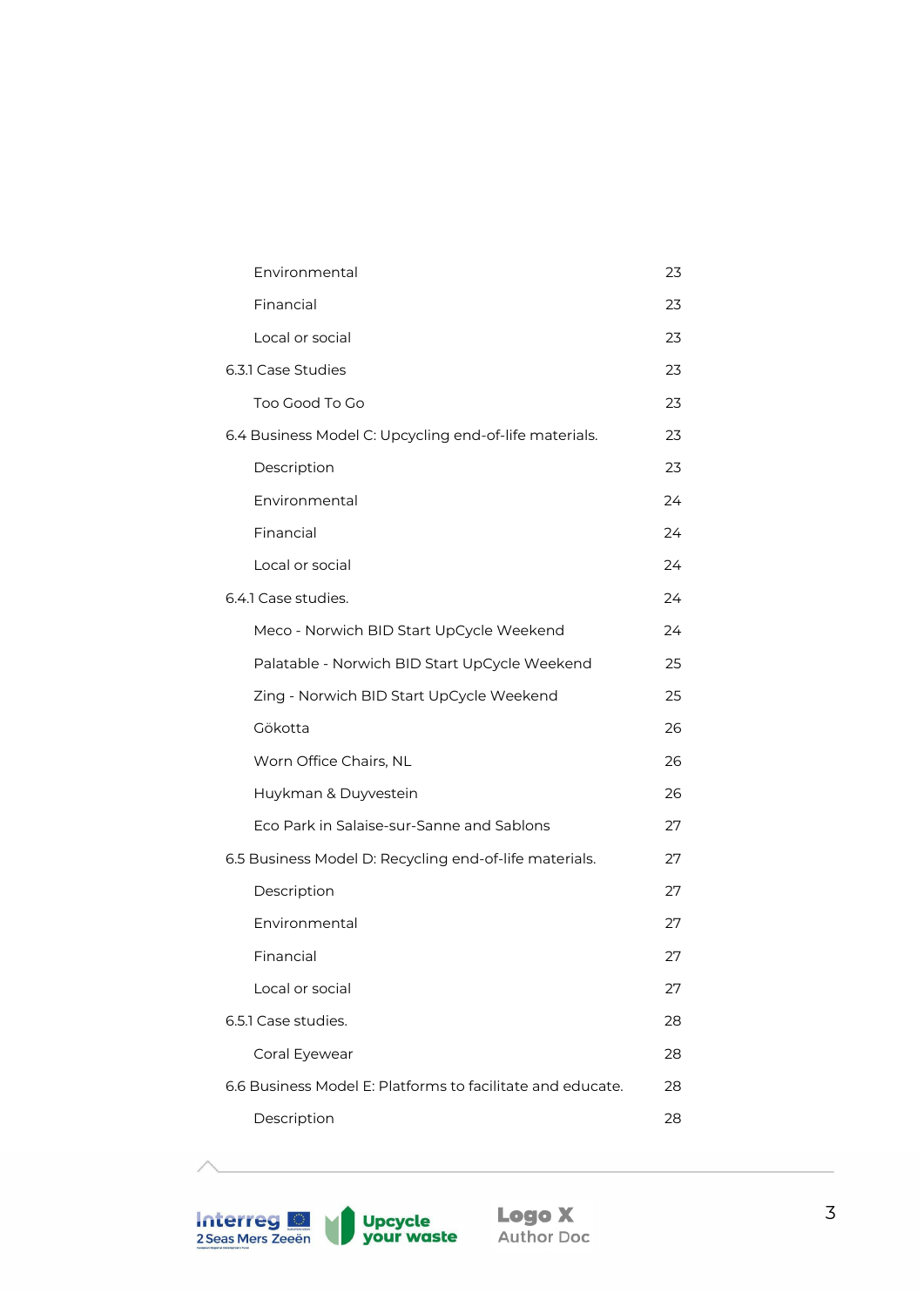| | |
|---|---|
| Environmental | 23 |
| Financial | 23 |
| Local or social | 23 |
| 6.3.1 Case Studies | 23 |
| Too Good To Go | 23 |
| 6.4 Business Model C: Upcycling end-of-life materials. | 23 |
| Description | 23 |
| Environmental | 24 |
| Financial | 24 |
| Local or social | 24 |
| 6.4.1 Case studies. | 24 |
| Meco - Norwich BID Start UpCycle Weekend | 24 |
| Palatable - Norwich BID Start UpCycle Weekend | 25 |
| Zing - Norwich BID Start UpCycle Weekend | 25 |
| Gökotta | 26 |
| Worn Office Chairs, NL | 26 |
| Huykman & Duyvestein | 26 |
| Eco Park in Salaise-sur-Sanne and Sablons | 27 |
| 6.5 Business Model D: Recycling end-of-life materials. | 27 |
| Description | 27 |
| Environmental | 27 |
| Financial | 27 |
| Local or social | 27 |
| 6.5.1 Case studies. | 28 |
| Coral Eyewear | 28 |
| 6.6 Business Model E: Platforms to facilitate and educate. | 28 |
| Description | 28 |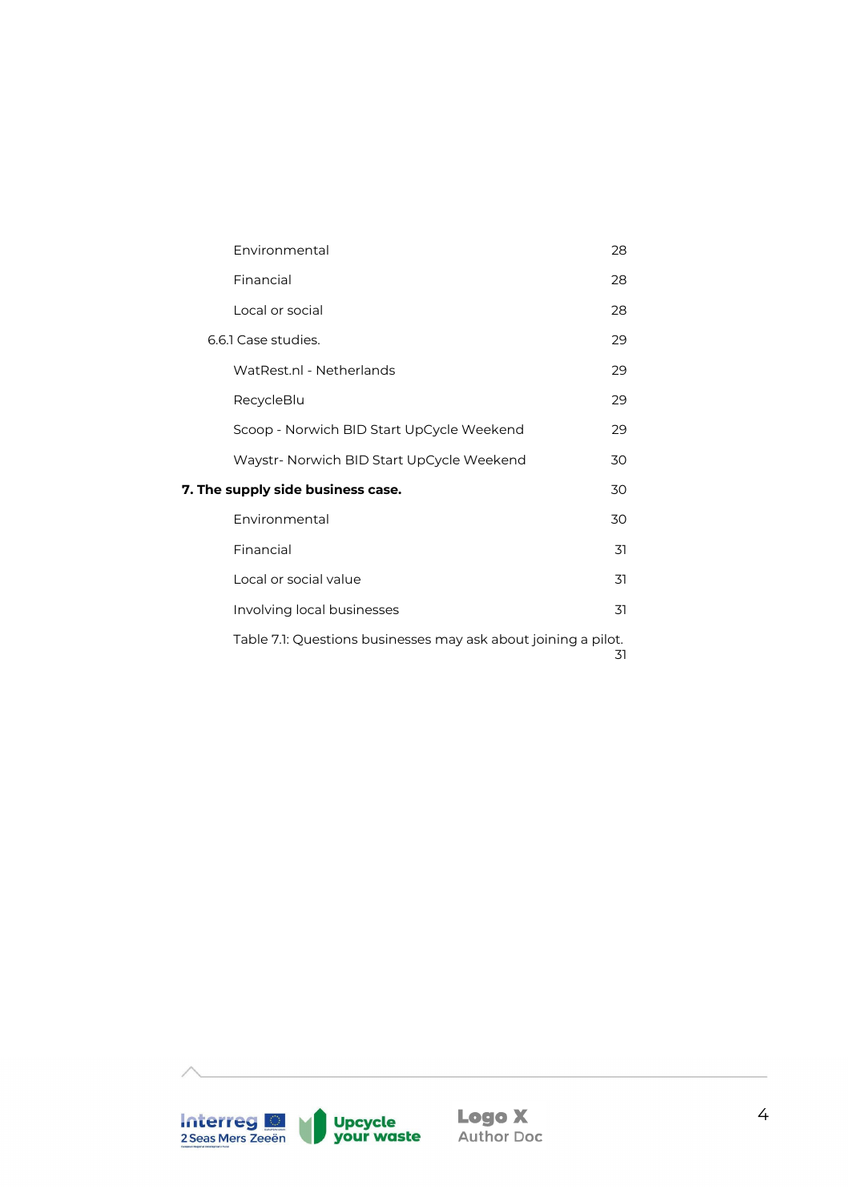Environmental 28

Financial 28

Local or social 28

6.6.1 Case studies. 29

WatRest.nl - Netherlands 29

RecycleBlu 29

Scoop - Norwich BID Start UpCycle Weekend 29

Waystr- Norwich BID Start UpCycle Weekend 30

**7. The supply side business case. 30**

Environmental 30

Financial 31

Local or social value 31

Involving local businesses 31

Table 7.1: Questions businesses may ask about joining a pilot. 31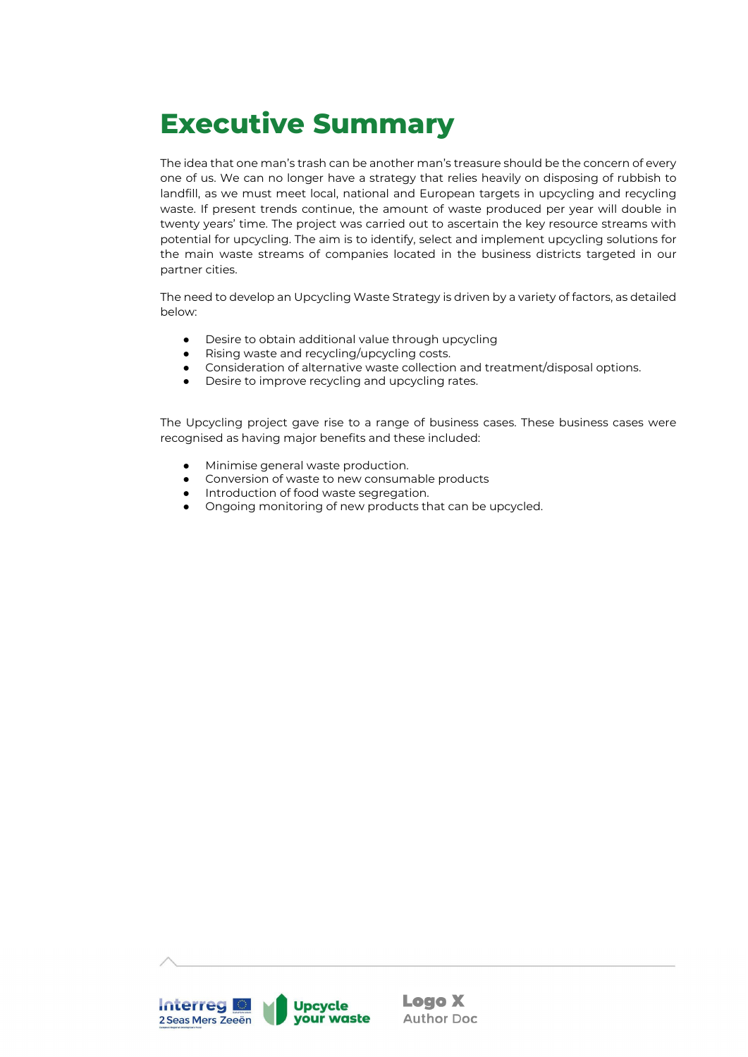# Executive Summary

The idea that one man's trash can be another man's treasure should be the concern of every one of us. We can no longer have a strategy that relies heavily on disposing of rubbish to landfill, as we must meet local, national and European targets in upcycling and recycling waste. If present trends continue, the amount of waste produced per year will double in twenty years' time. The project was carried out to ascertain the key resource streams with potential for upcycling. The aim is to identify, select and implement upcycling solutions for the main waste streams of companies located in the business districts targeted in our partner cities.

The need to develop an Upcycling Waste Strategy is driven by a variety of factors, as detailed below:

- Desire to obtain additional value through upcycling
- Rising waste and recycling/upcycling costs.
- Consideration of alternative waste collection and treatment/disposal options.
- Desire to improve recycling and upcycling rates.

The Upcycling project gave rise to a range of business cases. These business cases were recognised as having major benefits and these included:

- Minimise general waste production.
- Conversion of waste to new consumable products
- Introduction of food waste segregation.
- Ongoing monitoring of new products that can be upcycled.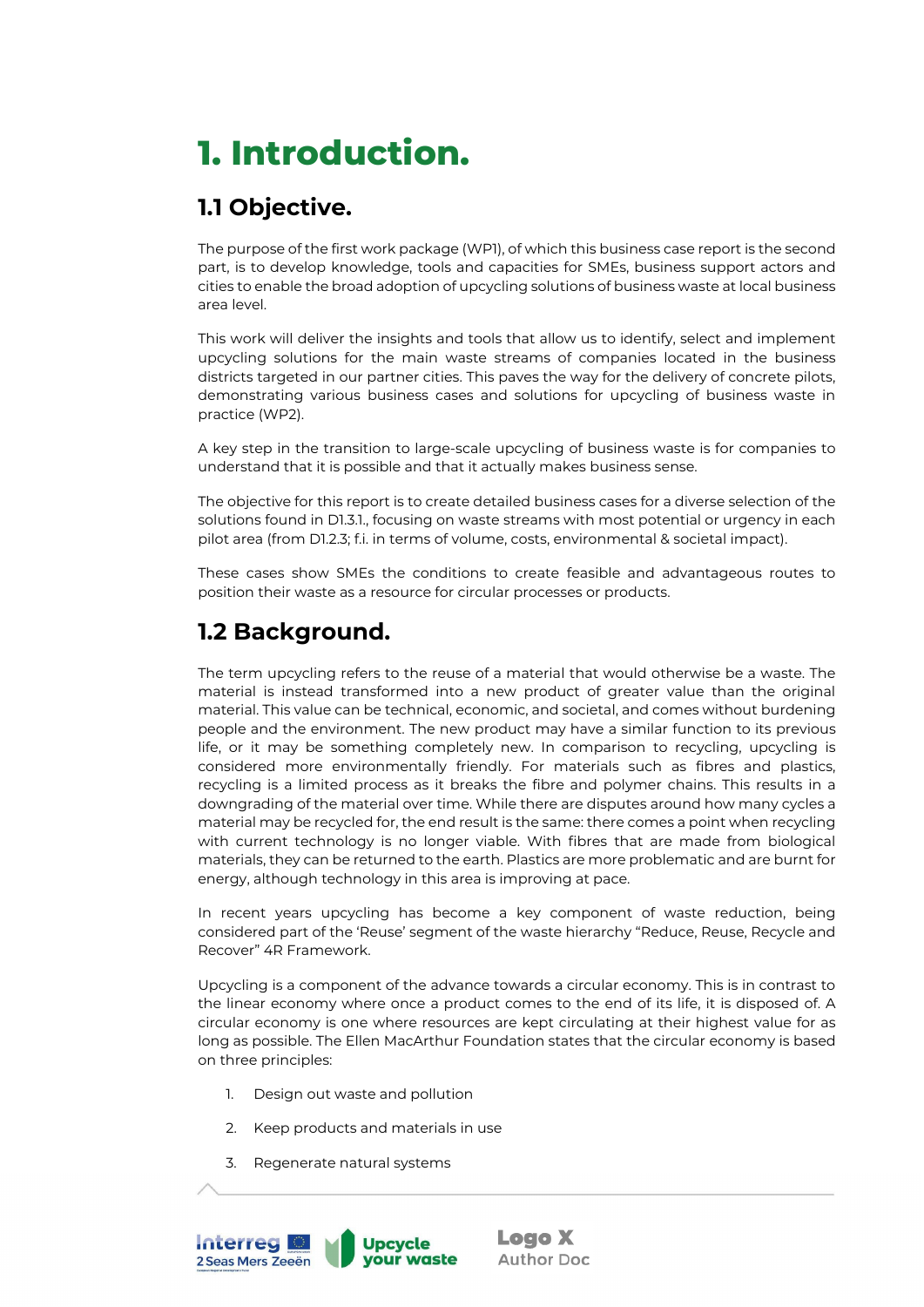# 1. Introduction.

## 1.1 Objective.

The purpose of the first work package (WP1), of which this business case report is the second part, is to develop knowledge, tools and capacities for SMEs, business support actors and cities to enable the broad adoption of upcycling solutions of business waste at local business area level.

This work will deliver the insights and tools that allow us to identify, select and implement upcycling solutions for the main waste streams of companies located in the business districts targeted in our partner cities. This paves the way for the delivery of concrete pilots, demonstrating various business cases and solutions for upcycling of business waste in practice (WP2).

A key step in the transition to large-scale upcycling of business waste is for companies to understand that it is possible and that it actually makes business sense.

The objective for this report is to create detailed business cases for a diverse selection of the solutions found in D1.3.1., focusing on waste streams with most potential or urgency in each pilot area (from D1.2.3; f.i. in terms of volume, costs, environmental & societal impact).

These cases show SMEs the conditions to create feasible and advantageous routes to position their waste as a resource for circular processes or products.

## 1.2 Background.

The term upcycling refers to the reuse of a material that would otherwise be a waste. The material is instead transformed into a new product of greater value than the original material. This value can be technical, economic, and societal, and comes without burdening people and the environment. The new product may have a similar function to its previous life, or it may be something completely new. In comparison to recycling, upcycling is considered more environmentally friendly. For materials such as fibres and plastics, recycling is a limited process as it breaks the fibre and polymer chains. This results in a downgrading of the material over time. While there are disputes around how many cycles a material may be recycled for, the end result is the same: there comes a point when recycling with current technology is no longer viable. With fibres that are made from biological materials, they can be returned to the earth. Plastics are more problematic and are burnt for energy, although technology in this area is improving at pace.

In recent years upcycling has become a key component of waste reduction, being considered part of the 'Reuse' segment of the waste hierarchy "Reduce, Reuse, Recycle and Recover" 4R Framework.

Upcycling is a component of the advance towards a circular economy. This is in contrast to the linear economy where once a product comes to the end of its life, it is disposed of. A circular economy is one where resources are kept circulating at their highest value for as long as possible. The Ellen MacArthur Foundation states that the circular economy is based on three principles:

1. Design out waste and pollution
2. Keep products and materials in use
3. Regenerate natural systems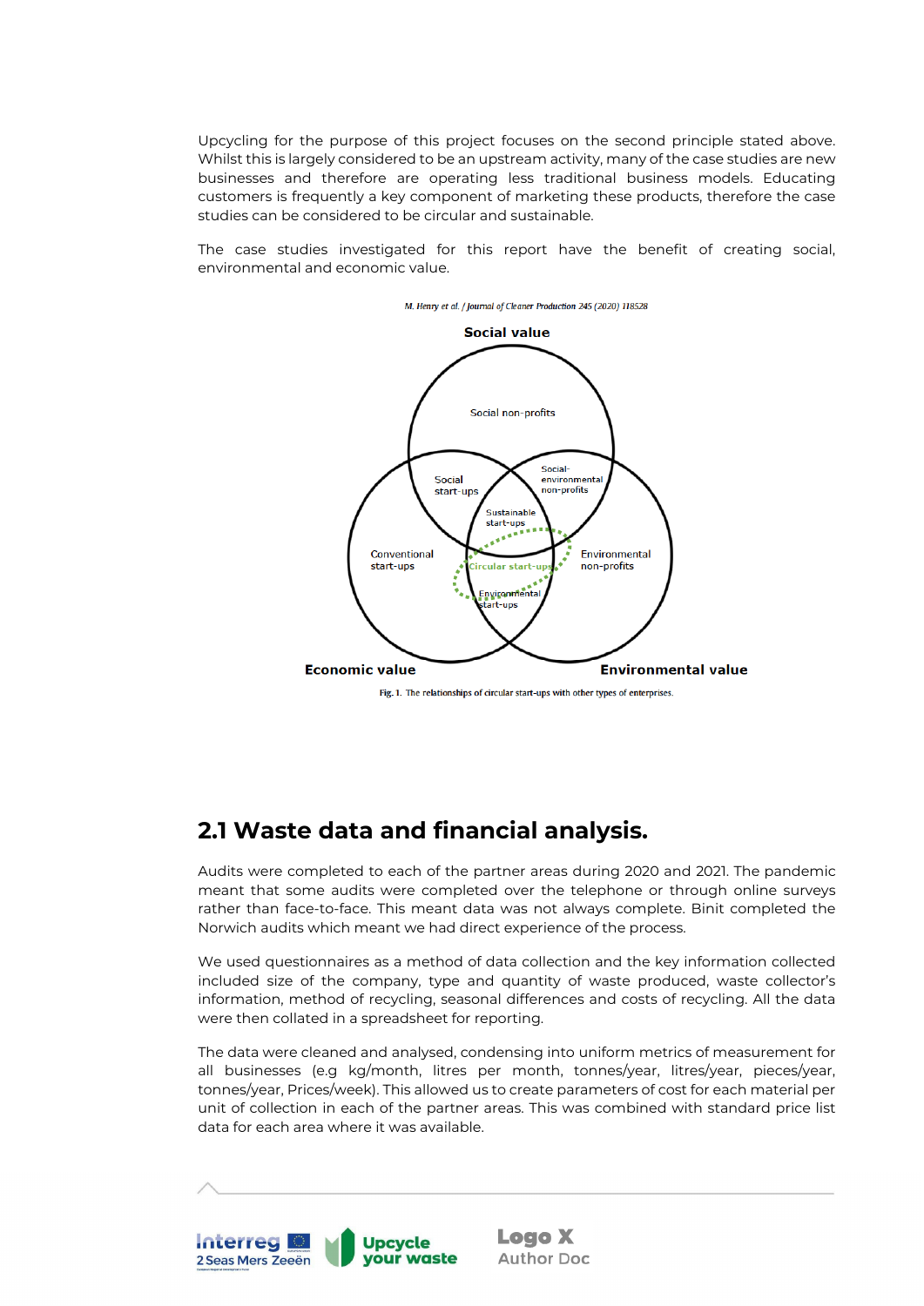Upcycling for the purpose of this project focuses on the second principle stated above. Whilst this is largely considered to be an upstream activity, many of the case studies are new businesses and therefore are operating less traditional business models. Educating customers is frequently a key component of marketing these products, therefore the case studies can be considered to be circular and sustainable.

The case studies investigated for this report have the benefit of creating social, environmental and economic value.

*M. Henry et al. / Journal of Cleaner Production 245 (2020) 118528*

**Social value**

Social non-profits

Social start-ups

Social-environmental non-profits

Sustainable start-ups

Conventional start-ups

Circular start-ups

Environmental non-profits

Environmental start-ups

**Economic value**

**Environmental value**

**Fig. 1.** The relationships of circular start-ups with other types of enterprises.

## 2.1 Waste data and financial analysis.

Audits were completed to each of the partner areas during 2020 and 2021. The pandemic meant that some audits were completed over the telephone or through online surveys rather than face-to-face. This meant data was not always complete. Binit completed the Norwich audits which meant we had direct experience of the process.

We used questionnaires as a method of data collection and the key information collected included size of the company, type and quantity of waste produced, waste collector's information, method of recycling, seasonal differences and costs of recycling. All the data were then collated in a spreadsheet for reporting.

The data were cleaned and analysed, condensing into uniform metrics of measurement for all businesses (e.g kg/month, litres per month, tonnes/year, litres/year, pieces/year, tonnes/year, Prices/week). This allowed us to create parameters of cost for each material per unit of collection in each of the partner areas. This was combined with standard price list data for each area where it was available.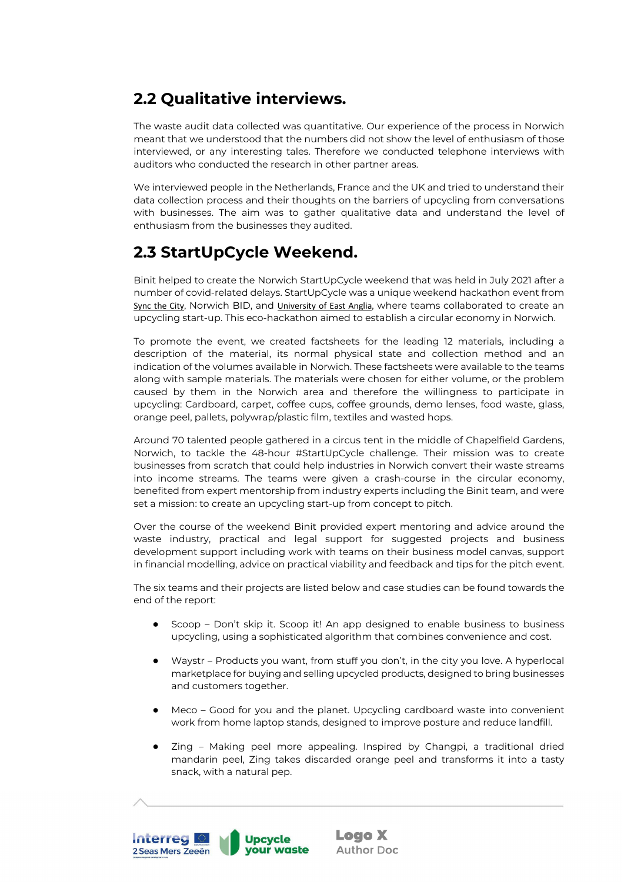## 2.2 Qualitative interviews.

The waste audit data collected was quantitative. Our experience of the process in Norwich meant that we understood that the numbers did not show the level of enthusiasm of those interviewed, or any interesting tales. Therefore we conducted telephone interviews with auditors who conducted the research in other partner areas.

We interviewed people in the Netherlands, France and the UK and tried to understand their data collection process and their thoughts on the barriers of upcycling from conversations with businesses. The aim was to gather qualitative data and understand the level of enthusiasm from the businesses they audited.

## 2.3 StartUpCycle Weekend.

Binit helped to create the Norwich StartUpCycle weekend that was held in July 2021 after a number of covid-related delays. StartUpCycle was a unique weekend hackathon event from Sync the City, Norwich BID, and University of East Anglia, where teams collaborated to create an upcycling start-up. This eco-hackathon aimed to establish a circular economy in Norwich.

To promote the event, we created factsheets for the leading 12 materials, including a description of the material, its normal physical state and collection method and an indication of the volumes available in Norwich. These factsheets were available to the teams along with sample materials. The materials were chosen for either volume, or the problem caused by them in the Norwich area and therefore the willingness to participate in upcycling: Cardboard, carpet, coffee cups, coffee grounds, demo lenses, food waste, glass, orange peel, pallets, polywrap/plastic film, textiles and wasted hops.

Around 70 talented people gathered in a circus tent in the middle of Chapelfield Gardens, Norwich, to tackle the 48-hour #StartUpCycle challenge. Their mission was to create businesses from scratch that could help industries in Norwich convert their waste streams into income streams. The teams were given a crash-course in the circular economy, benefited from expert mentorship from industry experts including the Binit team, and were set a mission: to create an upcycling start-up from concept to pitch.

Over the course of the weekend Binit provided expert mentoring and advice around the waste industry, practical and legal support for suggested projects and business development support including work with teams on their business model canvas, support in financial modelling, advice on practical viability and feedback and tips for the pitch event.

The six teams and their projects are listed below and case studies can be found towards the end of the report:

- Scoop – Don't skip it. Scoop it! An app designed to enable business to business upcycling, using a sophisticated algorithm that combines convenience and cost.
- Waystr – Products you want, from stuff you don't, in the city you love. A hyperlocal marketplace for buying and selling upcycled products, designed to bring businesses and customers together.
- Meco – Good for you and the planet. Upcycling cardboard waste into convenient work from home laptop stands, designed to improve posture and reduce landfill.
- Zing – Making peel more appealing. Inspired by Changpi, a traditional dried mandarin peel, Zing takes discarded orange peel and transforms it into a tasty snack, with a natural pep.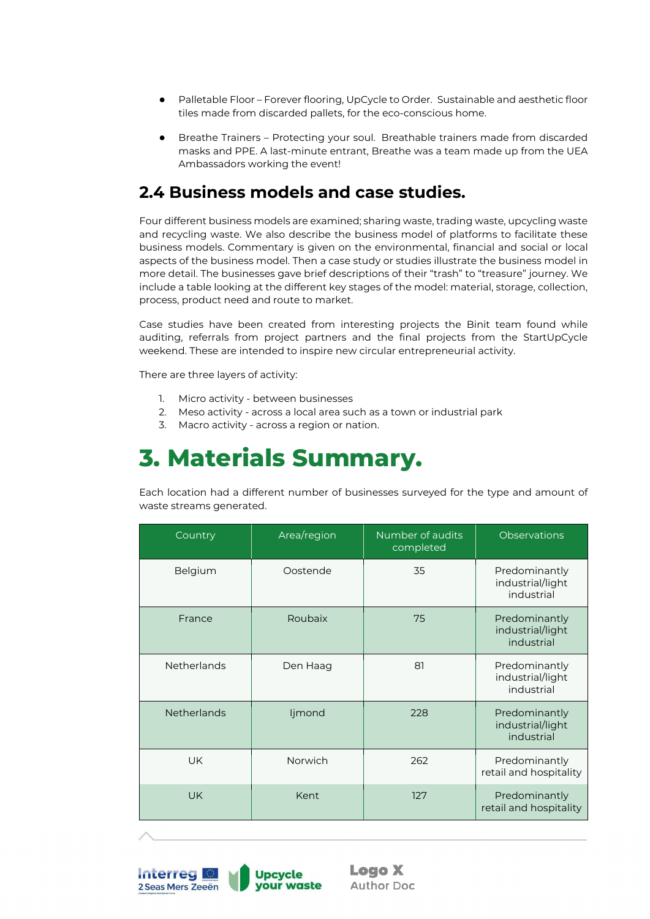- Palletable Floor – Forever flooring, UpCycle to Order. Sustainable and aesthetic floor tiles made from discarded pallets, for the eco-conscious home.
- Breathe Trainers – Protecting your soul. Breathable trainers made from discarded masks and PPE. A last-minute entrant, Breathe was a team made up from the UEA Ambassadors working the event!

## 2.4 Business models and case studies.

Four different business models are examined; sharing waste, trading waste, upcycling waste and recycling waste. We also describe the business model of platforms to facilitate these business models. Commentary is given on the environmental, financial and social or local aspects of the business model. Then a case study or studies illustrate the business model in more detail. The businesses gave brief descriptions of their "trash" to "treasure" journey. We include a table looking at the different key stages of the model: material, storage, collection, process, product need and route to market.

Case studies have been created from interesting projects the Binit team found while auditing, referrals from project partners and the final projects from the StartUpCycle weekend. These are intended to inspire new circular entrepreneurial activity.

There are three layers of activity:

1. Micro activity - between businesses
2. Meso activity - across a local area such as a town or industrial park
3. Macro activity - across a region or nation.

# 3. Materials Summary.

Each location had a different number of businesses surveyed for the type and amount of waste streams generated.

| Country | Area/region | Number of audits completed | Observations |
|---|---|---|---|
| Belgium | Oostende | 35 | Predominantly industrial/light industrial |
| France | Roubaix | 75 | Predominantly industrial/light industrial |
| Netherlands | Den Haag | 81 | Predominantly industrial/light industrial |
| Netherlands | Ijmond | 228 | Predominantly industrial/light industrial |
| UK | Norwich | 262 | Predominantly retail and hospitality |
| UK | Kent | 127 | Predominantly retail and hospitality |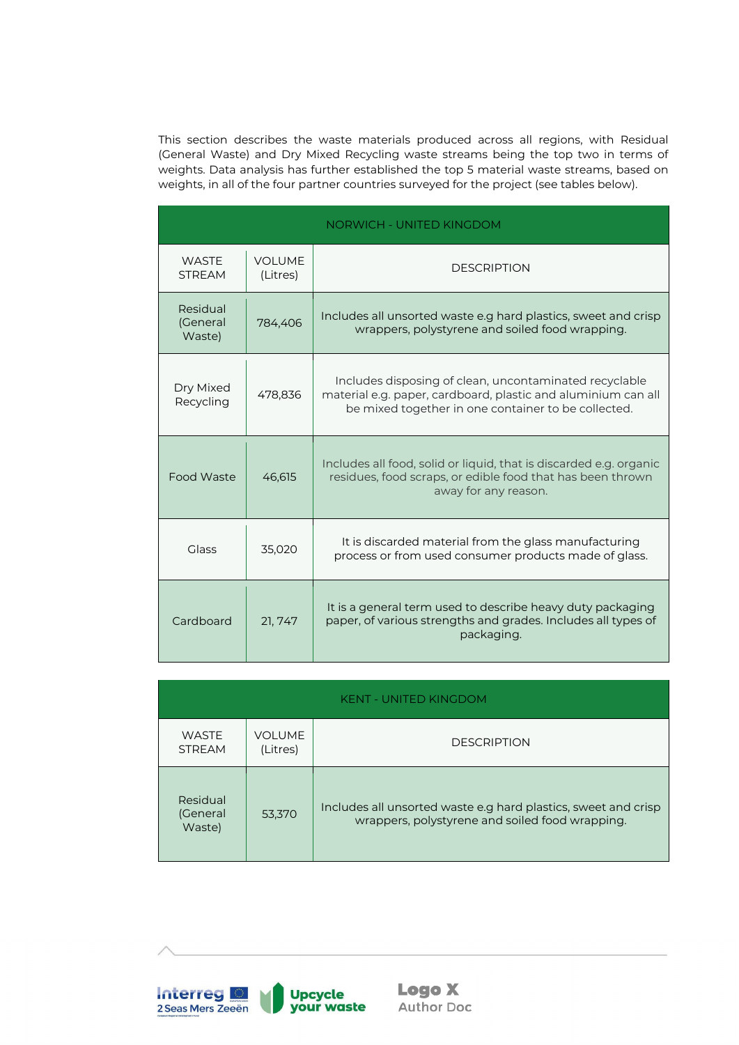This section describes the waste materials produced across all regions, with Residual (General Waste) and Dry Mixed Recycling waste streams being the top two in terms of weights. Data analysis has further established the top 5 material waste streams, based on weights, in all of the four partner countries surveyed for the project (see tables below).

| NORWICH - UNITED KINGDOM | | |
|---|---|---|
| WASTE STREAM | VOLUME (Litres) | DESCRIPTION |
| Residual (General Waste) | 784,406 | Includes all unsorted waste e.g hard plastics, sweet and crisp wrappers, polystyrene and soiled food wrapping. |
| Dry Mixed Recycling | 478,836 | Includes disposing of clean, uncontaminated recyclable material e.g. paper, cardboard, plastic and aluminium can all be mixed together in one container to be collected. |
| Food Waste | 46,615 | Includes all food, solid or liquid, that is discarded e.g. organic residues, food scraps, or edible food that has been thrown away for any reason. |
| Glass | 35,020 | It is discarded material from the glass manufacturing process or from used consumer products made of glass. |
| Cardboard | 21, 747 | It is a general term used to describe heavy duty packaging paper, of various strengths and grades. Includes all types of packaging. |

| KENT - UNITED KINGDOM | | |
|---|---|---|
| WASTE STREAM | VOLUME (Litres) | DESCRIPTION |
| Residual (General Waste) | 53,370 | Includes all unsorted waste e.g hard plastics, sweet and crisp wrappers, polystyrene and soiled food wrapping. |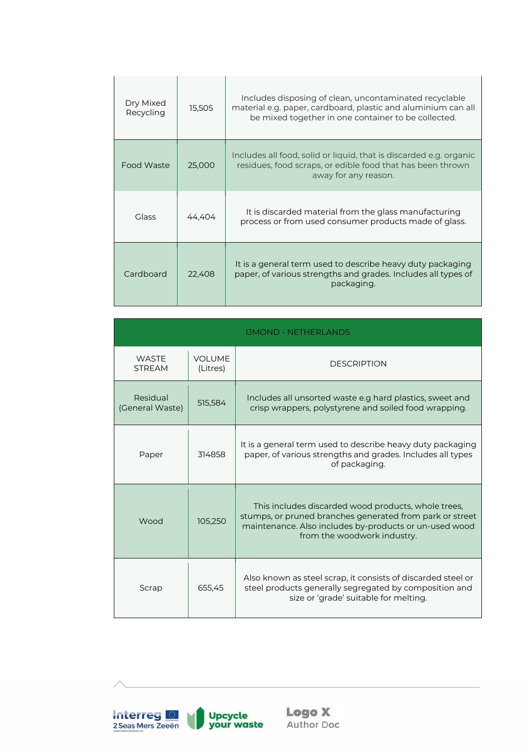| Dry Mixed Recycling | 15,505 | Includes disposing of clean, uncontaminated recyclable material e.g. paper, cardboard, plastic and aluminium can all be mixed together in one container to be collected. |
|---|---|---|
| Food Waste | 25,000 | Includes all food, solid or liquid, that is discarded e.g. organic residues, food scraps, or edible food that has been thrown away for any reason. |
| Glass | 44,404 | It is discarded material from the glass manufacturing process or from used consumer products made of glass. |
| Cardboard | 22,408 | It is a general term used to describe heavy duty packaging paper, of various strengths and grades. Includes all types of packaging. |

| IJMOND - NETHERLANDS | | |
|---|---|---|
| WASTE STREAM | VOLUME (Litres) | DESCRIPTION |
| Residual (General Waste) | 515,584 | Includes all unsorted waste e.g hard plastics, sweet and crisp wrappers, polystyrene and soiled food wrapping. |
| Paper | 314858 | It is a general term used to describe heavy duty packaging paper, of various strengths and grades. Includes all types of packaging. |
| Wood | 105,250 | This includes discarded wood products, whole trees, stumps, or pruned branches generated from park or street maintenance. Also includes by-products or un-used wood from the woodwork industry. |
| Scrap | 655,45 | Also known as steel scrap, it consists of discarded steel or steel products generally segregated by composition and size or 'grade' suitable for melting. |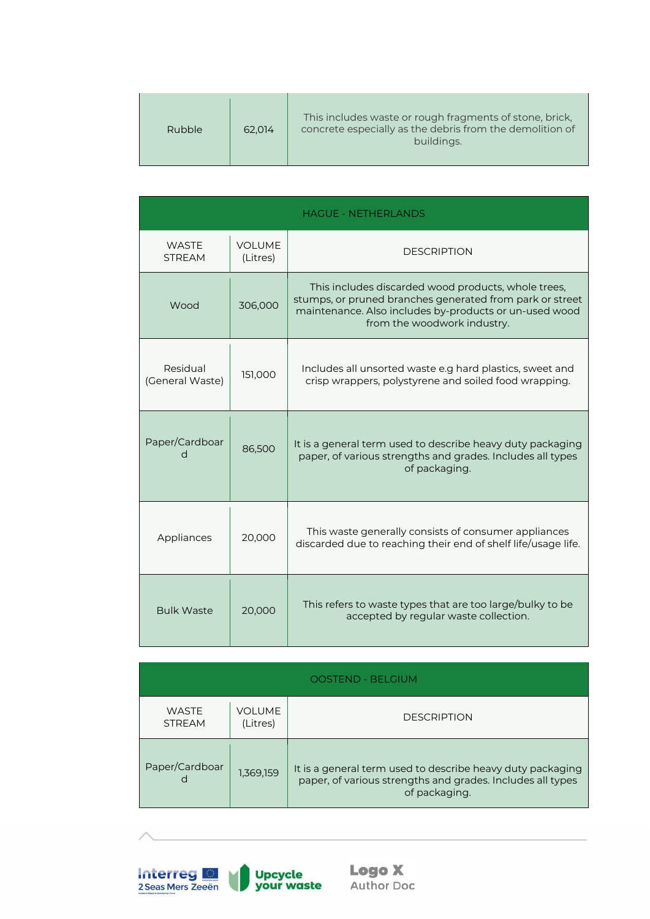| Rubble | 62,014 | This includes waste or rough fragments of stone, brick, concrete especially as the debris from the demolition of buildings. |
|---|---|---|

| HAGUE - NETHERLANDS | | |
|---|---|---|
| WASTE STREAM | VOLUME (Litres) | DESCRIPTION |
| Wood | 306,000 | This includes discarded wood products, whole trees, stumps, or pruned branches generated from park or street maintenance. Also includes by-products or un-used wood from the woodwork industry. |
| Residual (General Waste) | 151,000 | Includes all unsorted waste e.g hard plastics, sweet and crisp wrappers, polystyrene and soiled food wrapping. |
| Paper/Cardboard | 86,500 | It is a general term used to describe heavy duty packaging paper, of various strengths and grades. Includes all types of packaging. |
| Appliances | 20,000 | This waste generally consists of consumer appliances discarded due to reaching their end of shelf life/usage life. |
| Bulk Waste | 20,000 | This refers to waste types that are too large/bulky to be accepted by regular waste collection. |

| OOSTEND - BELGIUM | | |
|---|---|---|
| WASTE STREAM | VOLUME (Litres) | DESCRIPTION |
| Paper/Cardboard | 1,369,159 | It is a general term used to describe heavy duty packaging paper, of various strengths and grades. Includes all types of packaging. |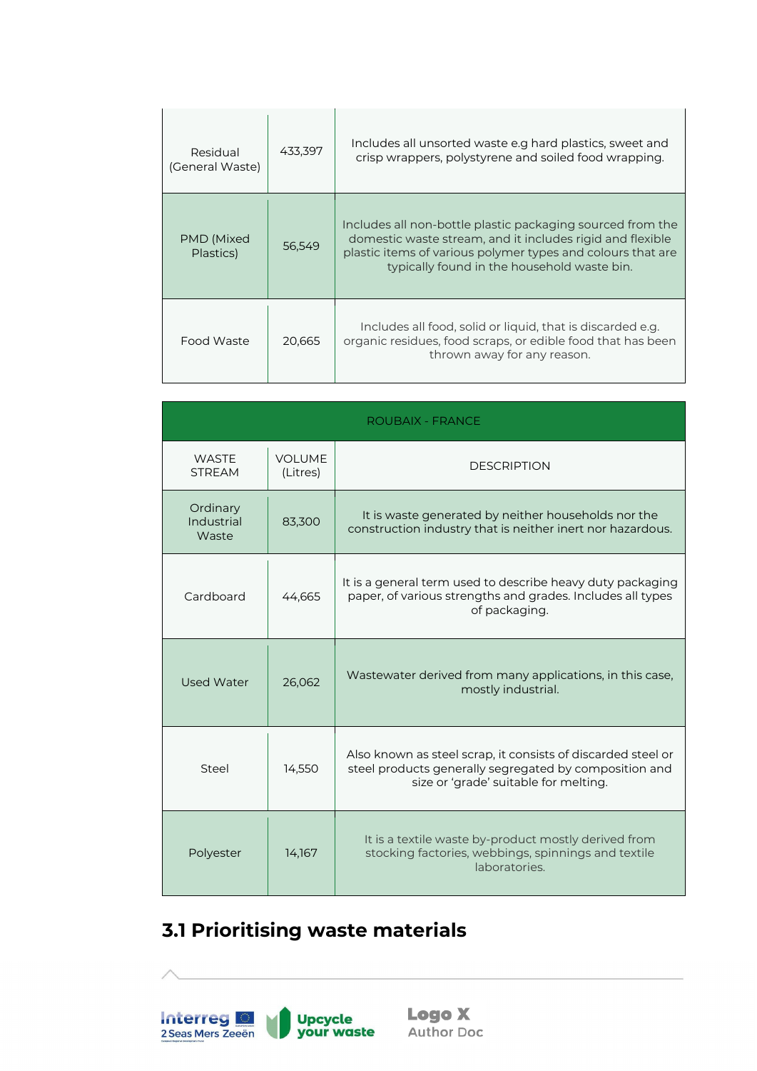| | | |
|---|---|---|
| Residual (General Waste) | 433,397 | Includes all unsorted waste e.g hard plastics, sweet and crisp wrappers, polystyrene and soiled food wrapping. |
| PMD (Mixed Plastics) | 56,549 | Includes all non-bottle plastic packaging sourced from the domestic waste stream, and it includes rigid and flexible plastic items of various polymer types and colours that are typically found in the household waste bin. |
| Food Waste | 20,665 | Includes all food, solid or liquid, that is discarded e.g. organic residues, food scraps, or edible food that has been thrown away for any reason. |

| ROUBAIX - FRANCE | | |
|---|---|---|
| WASTE STREAM | VOLUME (Litres) | DESCRIPTION |
| Ordinary Industrial Waste | 83,300 | It is waste generated by neither households nor the construction industry that is neither inert nor hazardous. |
| Cardboard | 44,665 | It is a general term used to describe heavy duty packaging paper, of various strengths and grades. Includes all types of packaging. |
| Used Water | 26,062 | Wastewater derived from many applications, in this case, mostly industrial. |
| Steel | 14,550 | Also known as steel scrap, it consists of discarded steel or steel products generally segregated by composition and size or 'grade' suitable for melting. |
| Polyester | 14,167 | It is a textile waste by-product mostly derived from stocking factories, webbings, spinnings and textile laboratories. |

## 3.1 Prioritising waste materials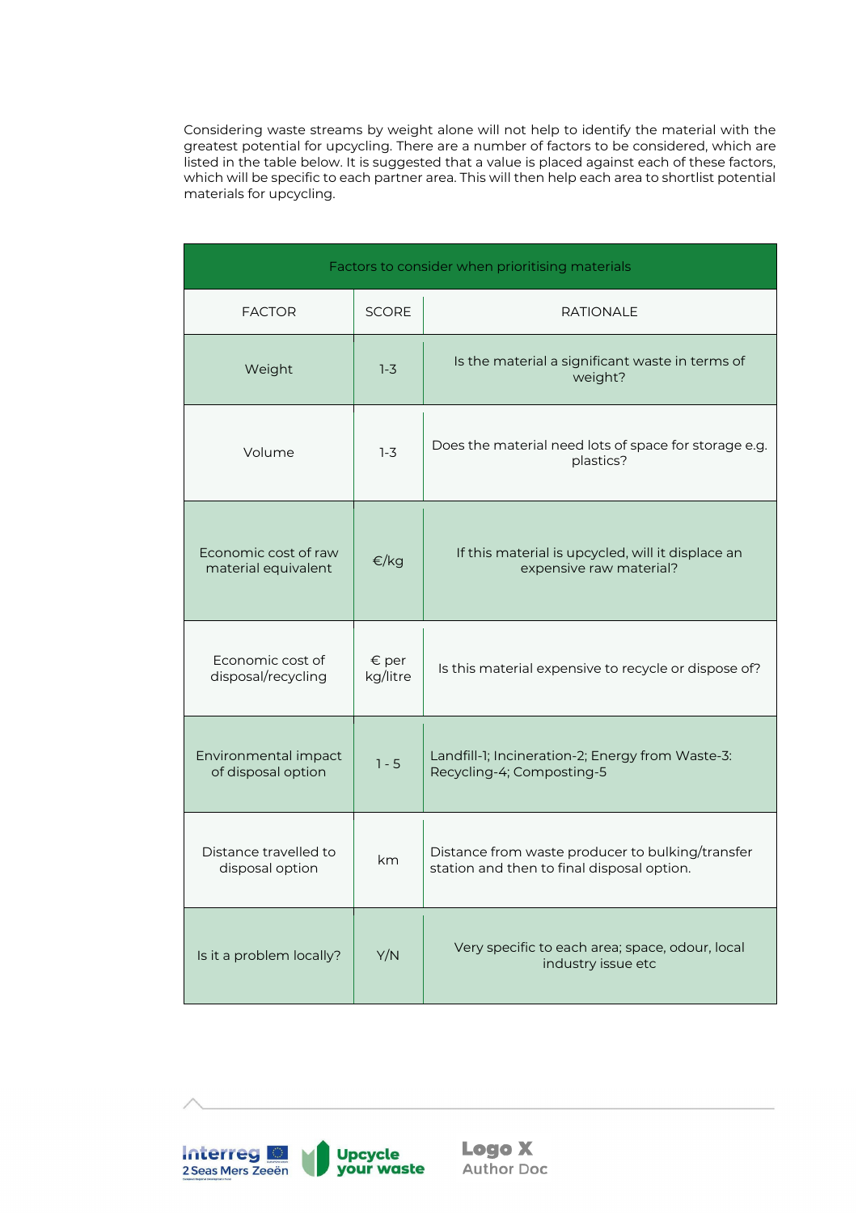Considering waste streams by weight alone will not help to identify the material with the greatest potential for upcycling. There are a number of factors to be considered, which are listed in the table below. It is suggested that a value is placed against each of these factors, which will be specific to each partner area. This will then help each area to shortlist potential materials for upcycling.

| Factors to consider when prioritising materials | | |
|---|---|---|
| FACTOR | SCORE | RATIONALE |
| Weight | 1-3 | Is the material a significant waste in terms of weight? |
| Volume | 1-3 | Does the material need lots of space for storage e.g. plastics? |
| Economic cost of raw material equivalent | €/kg | If this material is upcycled, will it displace an expensive raw material? |
| Economic cost of disposal/recycling | € per kg/litre | Is this material expensive to recycle or dispose of? |
| Environmental impact of disposal option | 1 - 5 | Landfill-1; Incineration-2; Energy from Waste-3: Recycling-4; Composting-5 |
| Distance travelled to disposal option | km | Distance from waste producer to bulking/transfer station and then to final disposal option. |
| Is it a problem locally? | Y/N | Very specific to each area; space, odour, local industry issue etc |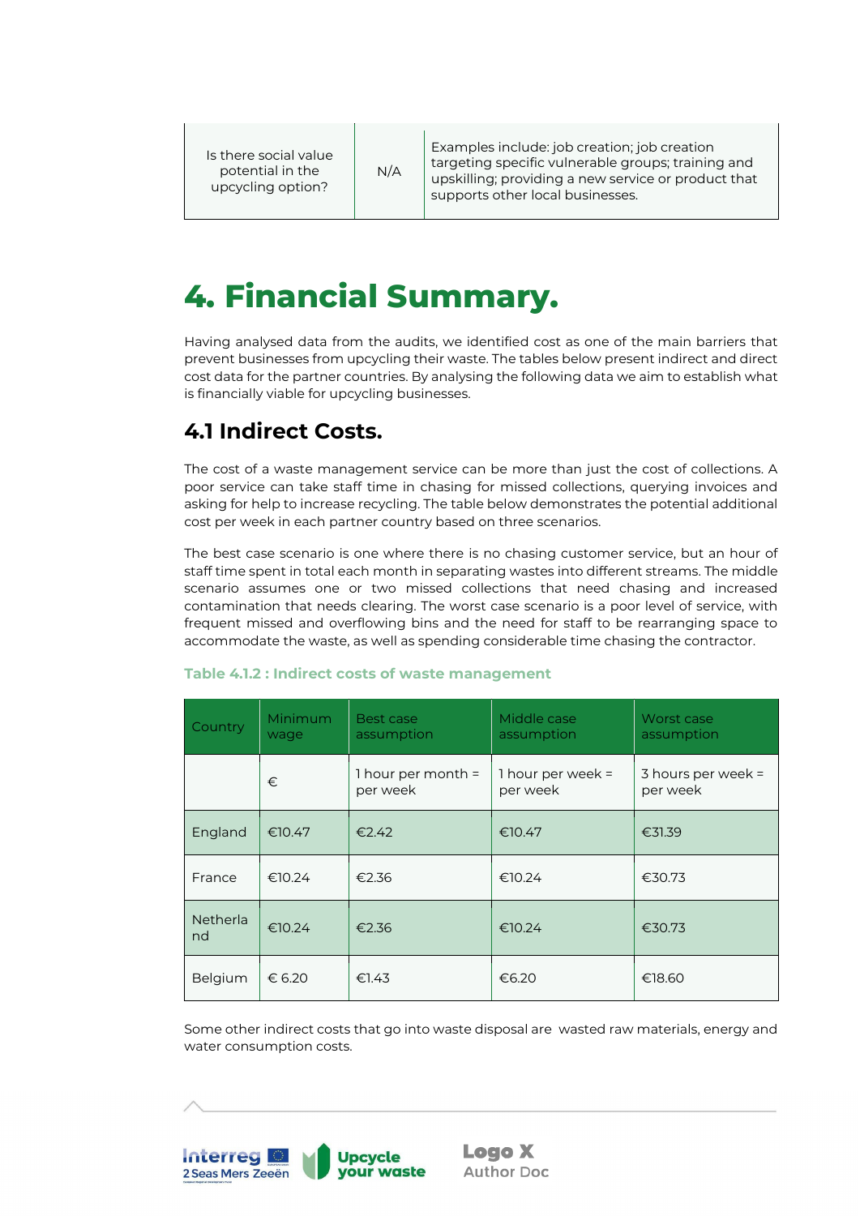| Is there social value potential in the upcycling option? | N/A | Examples include: job creation; job creation targeting specific vulnerable groups; training and upskilling; providing a new service or product that supports other local businesses. |
|---|---|---|

# 4. Financial Summary.

Having analysed data from the audits, we identified cost as one of the main barriers that prevent businesses from upcycling their waste. The tables below present indirect and direct cost data for the partner countries. By analysing the following data we aim to establish what is financially viable for upcycling businesses.

## 4.1 Indirect Costs.

The cost of a waste management service can be more than just the cost of collections. A poor service can take staff time in chasing for missed collections, querying invoices and asking for help to increase recycling. The table below demonstrates the potential additional cost per week in each partner country based on three scenarios.

The best case scenario is one where there is no chasing customer service, but an hour of staff time spent in total each month in separating wastes into different streams. The middle scenario assumes one or two missed collections that need chasing and increased contamination that needs clearing. The worst case scenario is a poor level of service, with frequent missed and overflowing bins and the need for staff to be rearranging space to accommodate the waste, as well as spending considerable time chasing the contractor.

**Table 4.1.2 : Indirect costs of waste management**

| Country | Minimum wage | Best case assumption | Middle case assumption | Worst case assumption |
|---|---|---|---|---|
| | € | 1 hour per month = per week | 1 hour per week = per week | 3 hours per week = per week |
| England | €10.47 | €2.42 | €10.47 | €31.39 |
| France | €10.24 | €2.36 | €10.24 | €30.73 |
| Netherland | €10.24 | €2.36 | €10.24 | €30.73 |
| Belgium | € 6.20 | €1.43 | €6.20 | €18.60 |

Some other indirect costs that go into waste disposal are wasted raw materials, energy and water consumption costs.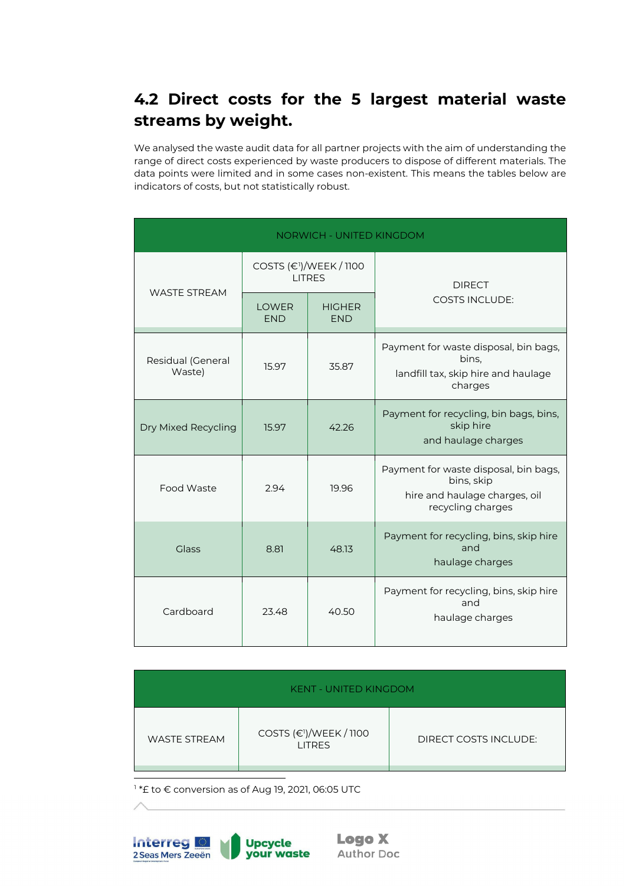## 4.2 Direct costs for the 5 largest material waste streams by weight.

We analysed the waste audit data for all partner projects with the aim of understanding the range of direct costs experienced by waste producers to dispose of different materials. The data points were limited and in some cases non-existent. This means the tables below are indicators of costs, but not statistically robust.

| NORWICH - UNITED KINGDOM | | | |
|---|---|---|---|
| WASTE STREAM | COSTS (€[1])/WEEK / 1100 LITRES | | DIRECT COSTS INCLUDE: |
| | LOWER END | HIGHER END | |
| Residual (General Waste) | 15.97 | 35.87 | Payment for waste disposal, bin bags, bins, landfill tax, skip hire and haulage charges |
| Dry Mixed Recycling | 15.97 | 42.26 | Payment for recycling, bin bags, bins, skip hire and haulage charges |
| Food Waste | 2.94 | 19.96 | Payment for waste disposal, bin bags, bins, skip hire and haulage charges, oil recycling charges |
| Glass | 8.81 | 48.13 | Payment for recycling, bins, skip hire and haulage charges |
| Cardboard | 23.48 | 40.50 | Payment for recycling, bins, skip hire and haulage charges |

| KENT - UNITED KINGDOM | | |
|---|---|---|
| WASTE STREAM | COSTS (€[1])/WEEK / 1100 LITRES | DIRECT COSTS INCLUDE: |

[1] *£ to € conversion as of Aug 19, 2021, 06:05 UTC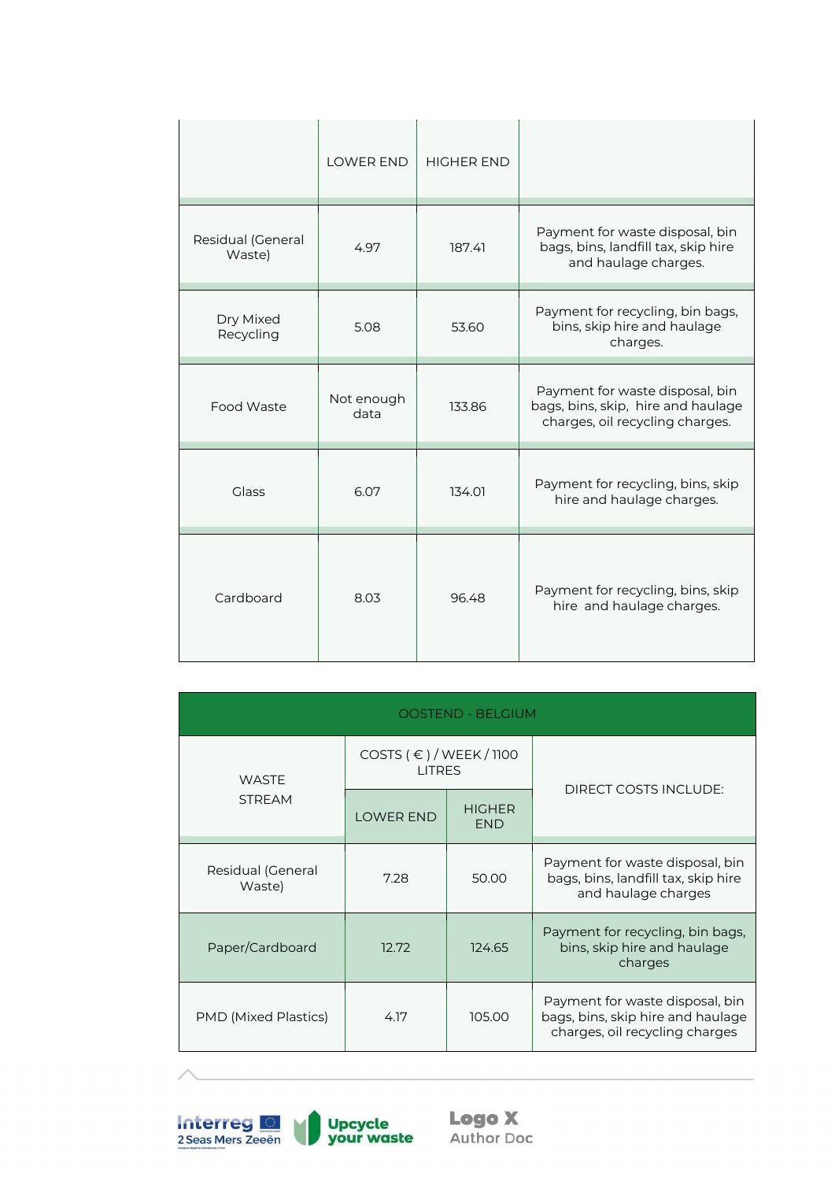| | LOWER END | HIGHER END | |
|---|---|---|---|
| Residual (General Waste) | 4.97 | 187.41 | Payment for waste disposal, bin bags, bins, landfill tax, skip hire and haulage charges. |
| Dry Mixed Recycling | 5.08 | 53.60 | Payment for recycling, bin bags, bins, skip hire and haulage charges. |
| Food Waste | Not enough data | 133.86 | Payment for waste disposal, bin bags, bins, skip, hire and haulage charges, oil recycling charges. |
| Glass | 6.07 | 134.01 | Payment for recycling, bins, skip hire and haulage charges. |
| Cardboard | 8.03 | 96.48 | Payment for recycling, bins, skip hire and haulage charges. |

| OOSTEND - BELGIUM | | | |
|---|---|---|---|
| WASTE STREAM | COSTS ( € ) / WEEK / 1100 LITRES | | DIRECT COSTS INCLUDE: |
| | LOWER END | HIGHER END | |
| Residual (General Waste) | 7.28 | 50.00 | Payment for waste disposal, bin bags, bins, landfill tax, skip hire and haulage charges |
| Paper/Cardboard | 12.72 | 124.65 | Payment for recycling, bin bags, bins, skip hire and haulage charges |
| PMD (Mixed Plastics) | 4.17 | 105.00 | Payment for waste disposal, bin bags, bins, skip hire and haulage charges, oil recycling charges |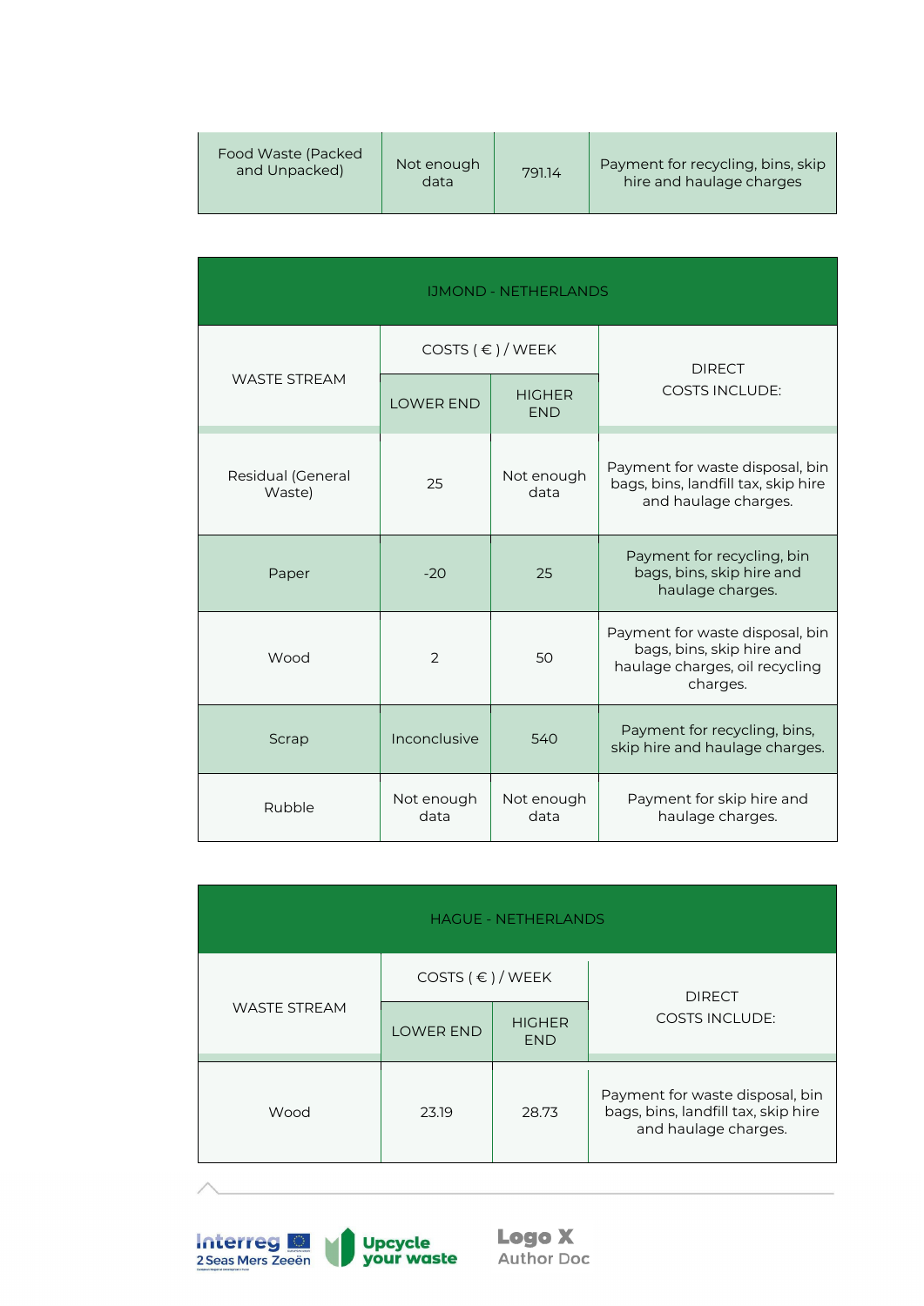| | | | |
|---|---|---|---|
| Food Waste (Packed and Unpacked) | Not enough data | 791.14 | Payment for recycling, bins, skip hire and haulage charges |

| IJMOND - NETHERLANDS | | | |
|---|---|---|---|
| WASTE STREAM | COSTS ( € ) / WEEK | | DIRECT COSTS INCLUDE: |
| | LOWER END | HIGHER END | |
| Residual (General Waste) | 25 | Not enough data | Payment for waste disposal, bin bags, bins, landfill tax, skip hire and haulage charges. |
| Paper | -20 | 25 | Payment for recycling, bin bags, bins, skip hire and haulage charges. |
| Wood | 2 | 50 | Payment for waste disposal, bin bags, bins, skip hire and haulage charges, oil recycling charges. |
| Scrap | Inconclusive | 540 | Payment for recycling, bins, skip hire and haulage charges. |
| Rubble | Not enough data | Not enough data | Payment for skip hire and haulage charges. |

| HAGUE - NETHERLANDS | | | |
|---|---|---|---|
| WASTE STREAM | COSTS ( € ) / WEEK | | DIRECT COSTS INCLUDE: |
| | LOWER END | HIGHER END | |
| Wood | 23.19 | 28.73 | Payment for waste disposal, bin bags, bins, landfill tax, skip hire and haulage charges. |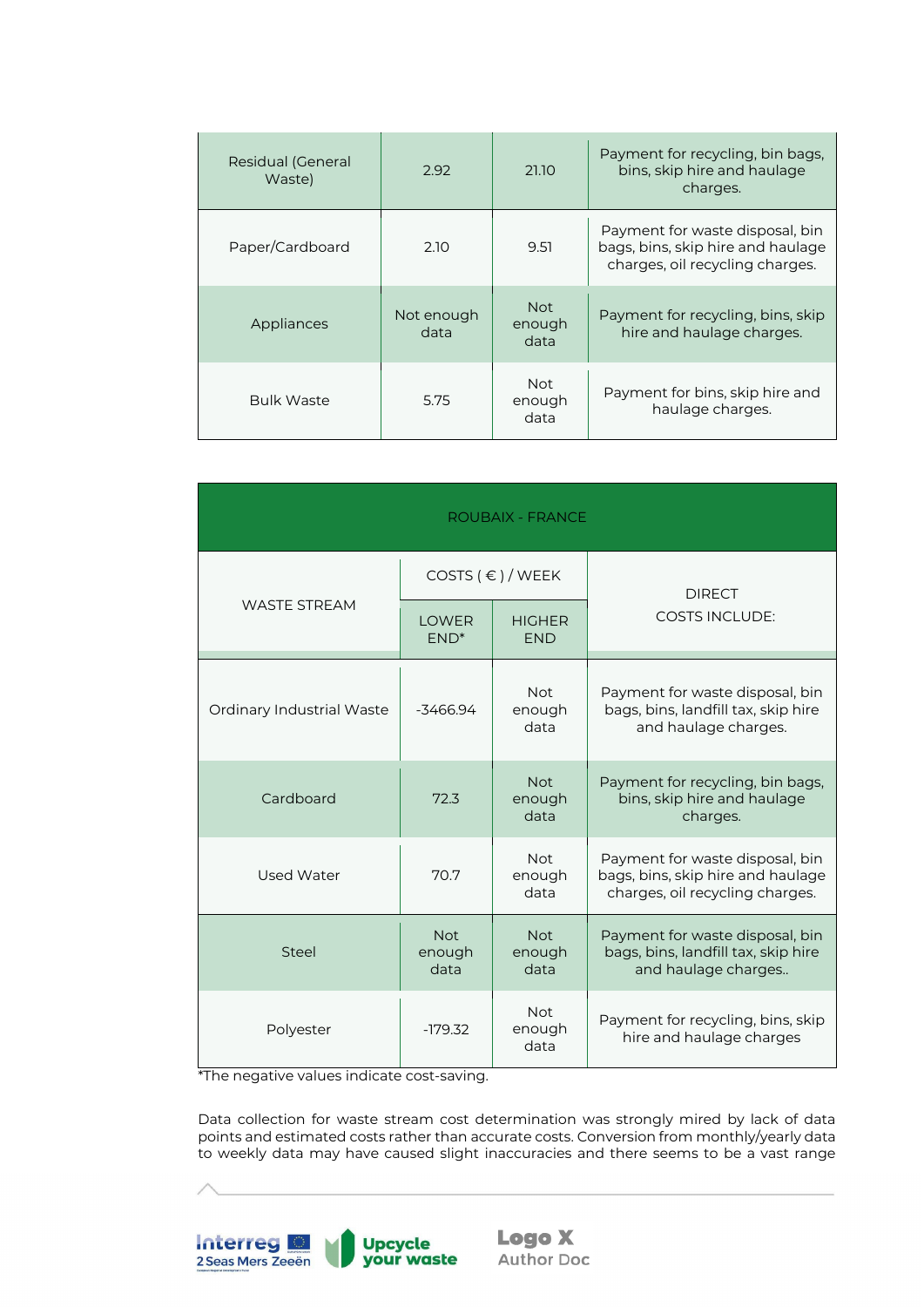| Residual (General Waste) | 2.92 | 21.10 | Payment for recycling, bin bags, bins, skip hire and haulage charges. |
|---|---|---|---|
| Paper/Cardboard | 2.10 | 9.51 | Payment for waste disposal, bin bags, bins, skip hire and haulage charges, oil recycling charges. |
| Appliances | Not enough data | Not enough data | Payment for recycling, bins, skip hire and haulage charges. |
| Bulk Waste | 5.75 | Not enough data | Payment for bins, skip hire and haulage charges. |

| ROUBAIX - FRANCE | | | |
|---|---|---|---|
| WASTE STREAM | COSTS ( € ) / WEEK | | DIRECT COSTS INCLUDE: |
| | LOWER END* | HIGHER END | |
| Ordinary Industrial Waste | -3466.94 | Not enough data | Payment for waste disposal, bin bags, bins, landfill tax, skip hire and haulage charges. |
| Cardboard | 72.3 | Not enough data | Payment for recycling, bin bags, bins, skip hire and haulage charges. |
| Used Water | 70.7 | Not enough data | Payment for waste disposal, bin bags, bins, skip hire and haulage charges, oil recycling charges. |
| Steel | Not enough data | Not enough data | Payment for waste disposal, bin bags, bins, landfill tax, skip hire and haulage charges.. |
| Polyester | -179.32 | Not enough data | Payment for recycling, bins, skip hire and haulage charges |

*The negative values indicate cost-saving.

Data collection for waste stream cost determination was strongly mired by lack of data points and estimated costs rather than accurate costs. Conversion from monthly/yearly data to weekly data may have caused slight inaccuracies and there seems to be a vast range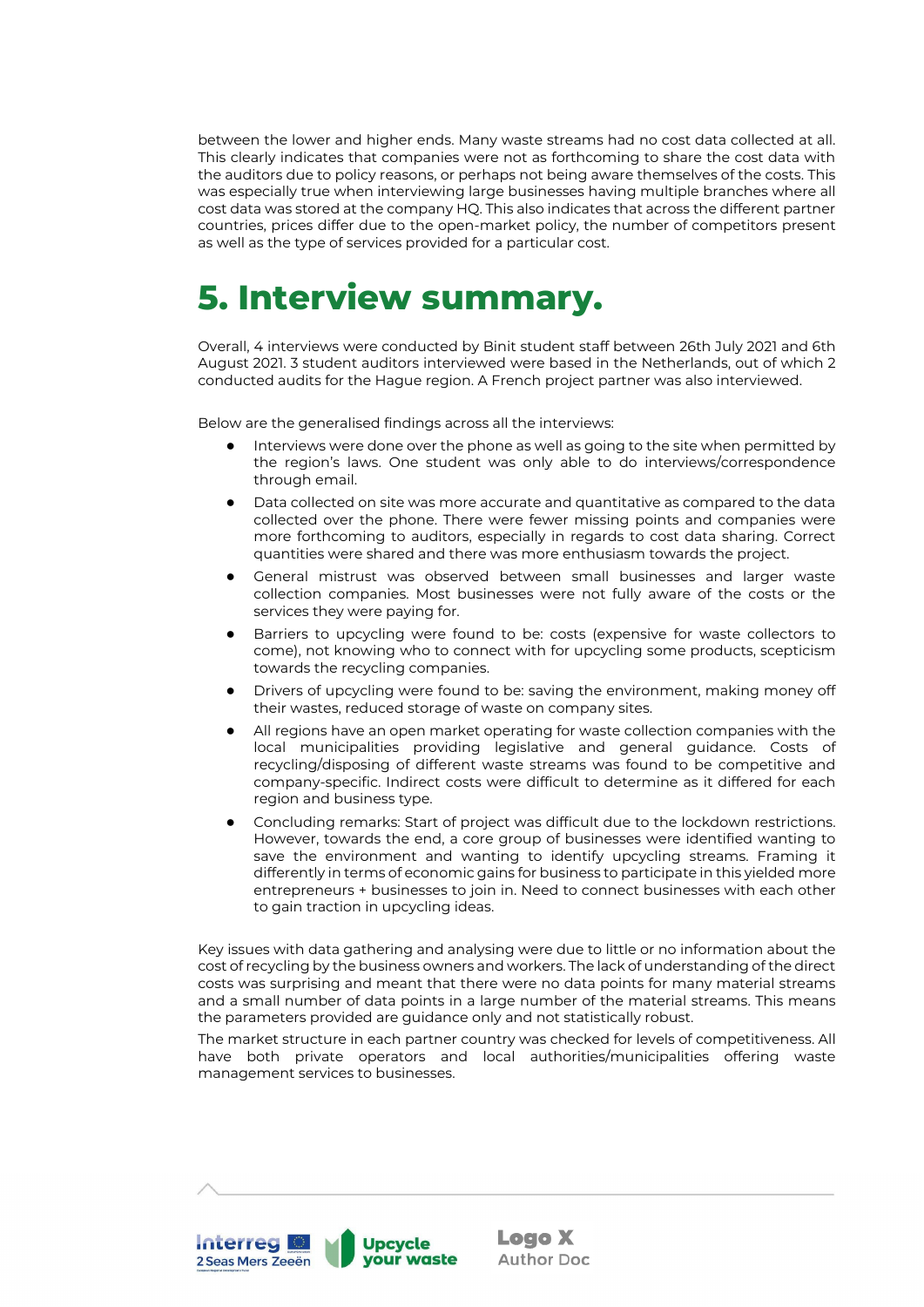between the lower and higher ends. Many waste streams had no cost data collected at all. This clearly indicates that companies were not as forthcoming to share the cost data with the auditors due to policy reasons, or perhaps not being aware themselves of the costs. This was especially true when interviewing large businesses having multiple branches where all cost data was stored at the company HQ. This also indicates that across the different partner countries, prices differ due to the open-market policy, the number of competitors present as well as the type of services provided for a particular cost.

# 5. Interview summary.

Overall, 4 interviews were conducted by Binit student staff between 26th July 2021 and 6th August 2021. 3 student auditors interviewed were based in the Netherlands, out of which 2 conducted audits for the Hague region. A French project partner was also interviewed.

Below are the generalised findings across all the interviews:

- Interviews were done over the phone as well as going to the site when permitted by the region's laws. One student was only able to do interviews/correspondence through email.
- Data collected on site was more accurate and quantitative as compared to the data collected over the phone. There were fewer missing points and companies were more forthcoming to auditors, especially in regards to cost data sharing. Correct quantities were shared and there was more enthusiasm towards the project.
- General mistrust was observed between small businesses and larger waste collection companies. Most businesses were not fully aware of the costs or the services they were paying for.
- Barriers to upcycling were found to be: costs (expensive for waste collectors to come), not knowing who to connect with for upcycling some products, scepticism towards the recycling companies.
- Drivers of upcycling were found to be: saving the environment, making money off their wastes, reduced storage of waste on company sites.
- All regions have an open market operating for waste collection companies with the local municipalities providing legislative and general guidance. Costs of recycling/disposing of different waste streams was found to be competitive and company-specific. Indirect costs were difficult to determine as it differed for each region and business type.
- Concluding remarks: Start of project was difficult due to the lockdown restrictions. However, towards the end, a core group of businesses were identified wanting to save the environment and wanting to identify upcycling streams. Framing it differently in terms of economic gains for business to participate in this yielded more entrepreneurs + businesses to join in. Need to connect businesses with each other to gain traction in upcycling ideas.

Key issues with data gathering and analysing were due to little or no information about the cost of recycling by the business owners and workers. The lack of understanding of the direct costs was surprising and meant that there were no data points for many material streams and a small number of data points in a large number of the material streams. This means the parameters provided are guidance only and not statistically robust.

The market structure in each partner country was checked for levels of competitiveness. All have both private operators and local authorities/municipalities offering waste management services to businesses.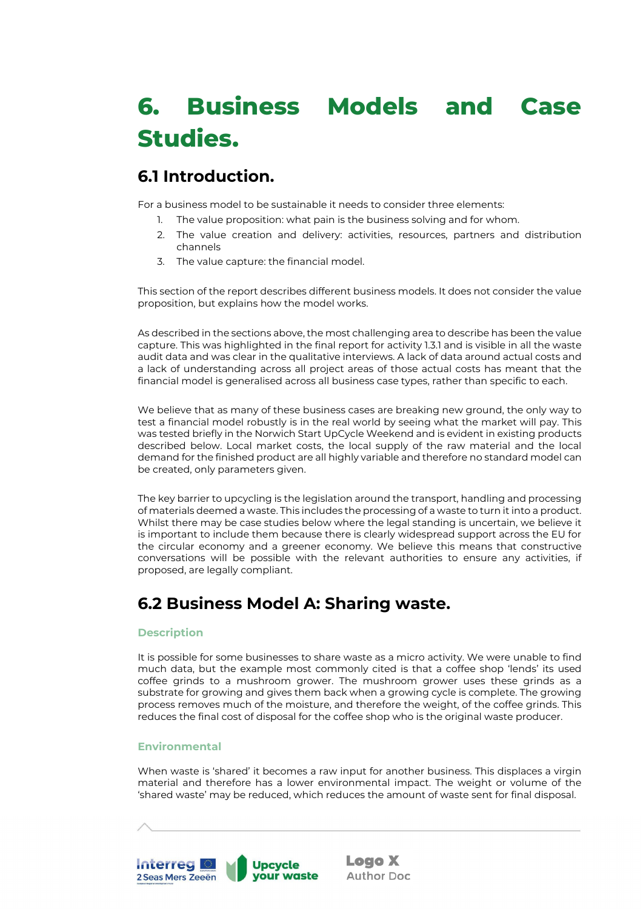# 6. Business Models and Case Studies.

## 6.1 Introduction.

For a business model to be sustainable it needs to consider three elements:

1. The value proposition: what pain is the business solving and for whom.
2. The value creation and delivery: activities, resources, partners and distribution channels
3. The value capture: the financial model.

This section of the report describes different business models. It does not consider the value proposition, but explains how the model works.

As described in the sections above, the most challenging area to describe has been the value capture. This was highlighted in the final report for activity 1.3.1 and is visible in all the waste audit data and was clear in the qualitative interviews. A lack of data around actual costs and a lack of understanding across all project areas of those actual costs has meant that the financial model is generalised across all business case types, rather than specific to each.

We believe that as many of these business cases are breaking new ground, the only way to test a financial model robustly is in the real world by seeing what the market will pay. This was tested briefly in the Norwich Start UpCycle Weekend and is evident in existing products described below. Local market costs, the local supply of the raw material and the local demand for the finished product are all highly variable and therefore no standard model can be created, only parameters given.

The key barrier to upcycling is the legislation around the transport, handling and processing of materials deemed a waste. This includes the processing of a waste to turn it into a product. Whilst there may be case studies below where the legal standing is uncertain, we believe it is important to include them because there is clearly widespread support across the EU for the circular economy and a greener economy. We believe this means that constructive conversations will be possible with the relevant authorities to ensure any activities, if proposed, are legally compliant.

## 6.2 Business Model A: Sharing waste.

### Description

It is possible for some businesses to share waste as a micro activity. We were unable to find much data, but the example most commonly cited is that a coffee shop 'lends' its used coffee grinds to a mushroom grower. The mushroom grower uses these grinds as a substrate for growing and gives them back when a growing cycle is complete. The growing process removes much of the moisture, and therefore the weight, of the coffee grinds. This reduces the final cost of disposal for the coffee shop who is the original waste producer.

### Environmental

When waste is 'shared' it becomes a raw input for another business. This displaces a virgin material and therefore has a lower environmental impact. The weight or volume of the 'shared waste' may be reduced, which reduces the amount of waste sent for final disposal.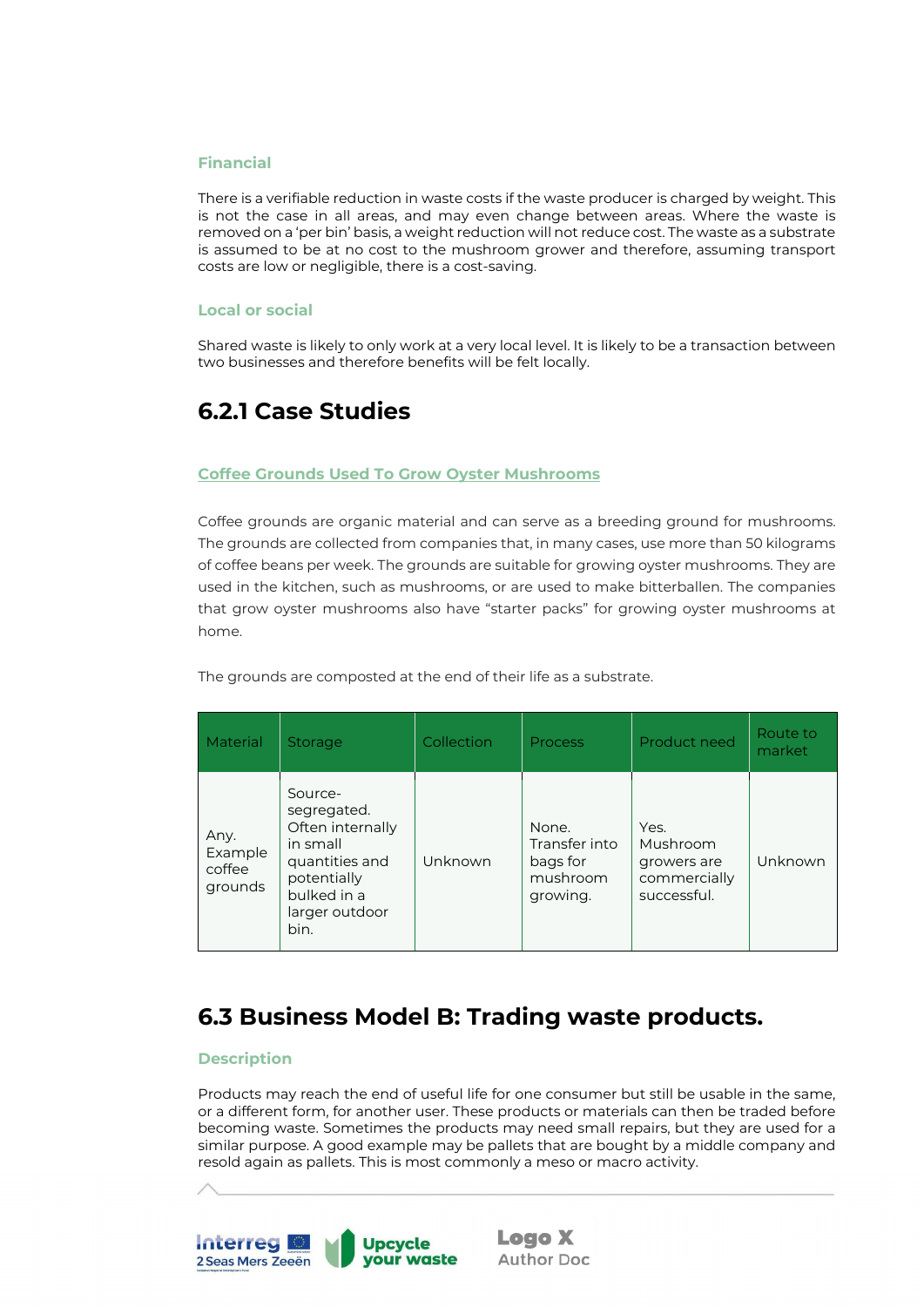### Financial

There is a verifiable reduction in waste costs if the waste producer is charged by weight. This is not the case in all areas, and may even change between areas. Where the waste is removed on a 'per bin' basis, a weight reduction will not reduce cost. The waste as a substrate is assumed to be at no cost to the mushroom grower and therefore, assuming transport costs are low or negligible, there is a cost-saving.

### Local or social

Shared waste is likely to only work at a very local level. It is likely to be a transaction between two businesses and therefore benefits will be felt locally.

## 6.2.1 Case Studies

### Coffee Grounds Used To Grow Oyster Mushrooms

Coffee grounds are organic material and can serve as a breeding ground for mushrooms. The grounds are collected from companies that, in many cases, use more than 50 kilograms of coffee beans per week. The grounds are suitable for growing oyster mushrooms. They are used in the kitchen, such as mushrooms, or are used to make bitterballen. The companies that grow oyster mushrooms also have "starter packs" for growing oyster mushrooms at home.

The grounds are composted at the end of their life as a substrate.

| Material | Storage | Collection | Process | Product need | Route to market |
|---|---|---|---|---|---|
| Any. Example coffee grounds | Source-segregated. Often internally in small quantities and potentially bulked in a larger outdoor bin. | Unknown | None. Transfer into bags for mushroom growing. | Yes. Mushroom growers are commercially successful. | Unknown |

## 6.3 Business Model B: Trading waste products.

### Description

Products may reach the end of useful life for one consumer but still be usable in the same, or a different form, for another user. These products or materials can then be traded before becoming waste. Sometimes the products may need small repairs, but they are used for a similar purpose. A good example may be pallets that are bought by a middle company and resold again as pallets. This is most commonly a meso or macro activity.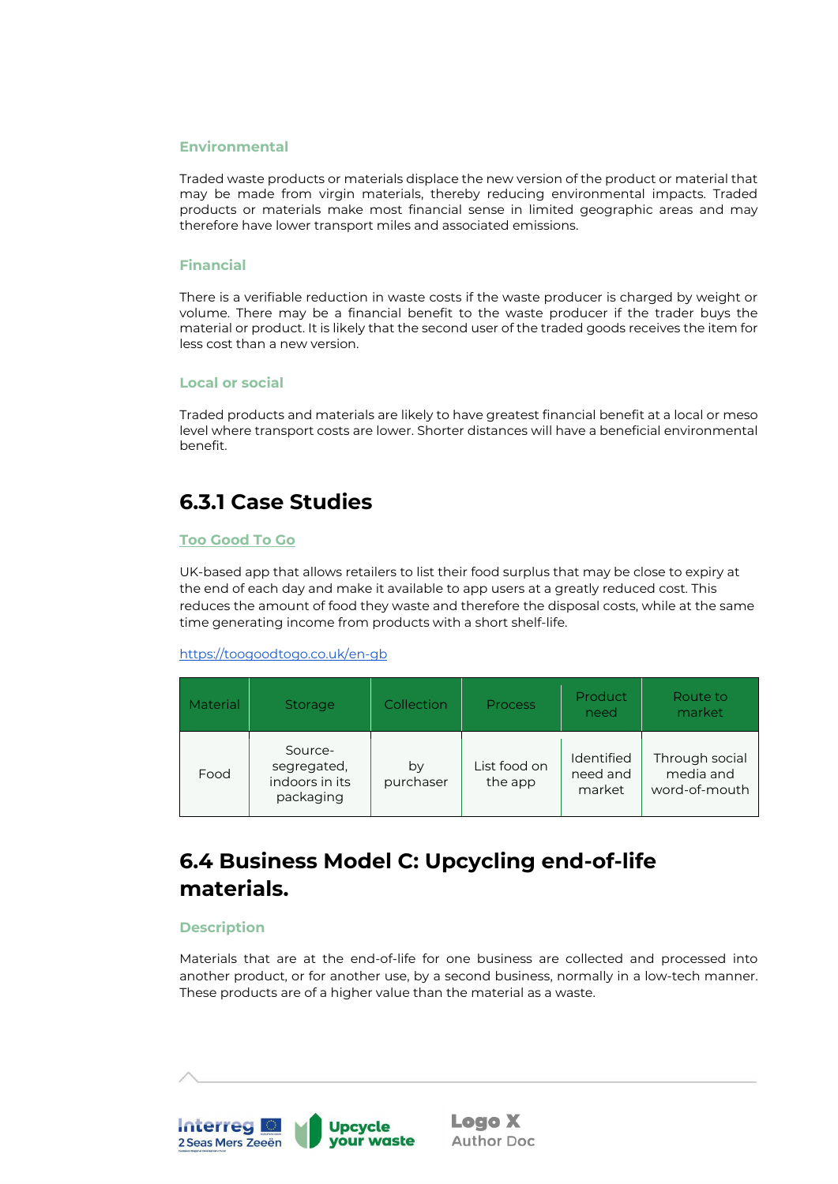### Environmental

Traded waste products or materials displace the new version of the product or material that may be made from virgin materials, thereby reducing environmental impacts. Traded products or materials make most financial sense in limited geographic areas and may therefore have lower transport miles and associated emissions.

### Financial

There is a verifiable reduction in waste costs if the waste producer is charged by weight or volume. There may be a financial benefit to the waste producer if the trader buys the material or product. It is likely that the second user of the traded goods receives the item for less cost than a new version.

### Local or social

Traded products and materials are likely to have greatest financial benefit at a local or meso level where transport costs are lower. Shorter distances will have a beneficial environmental benefit.

## 6.3.1 Case Studies

### Too Good To Go

UK-based app that allows retailers to list their food surplus that may be close to expiry at the end of each day and make it available to app users at a greatly reduced cost. This reduces the amount of food they waste and therefore the disposal costs, while at the same time generating income from products with a short shelf-life.

https://toogoodtogo.co.uk/en-gb

| Material | Storage | Collection | Process | Product need | Route to market |
|---|---|---|---|---|---|
| Food | Source-segregated, indoors in its packaging | by purchaser | List food on the app | Identified need and market | Through social media and word-of-mouth |

## 6.4 Business Model C: Upcycling end-of-life materials.

### Description

Materials that are at the end-of-life for one business are collected and processed into another product, or for another use, by a second business, normally in a low-tech manner. These products are of a higher value than the material as a waste.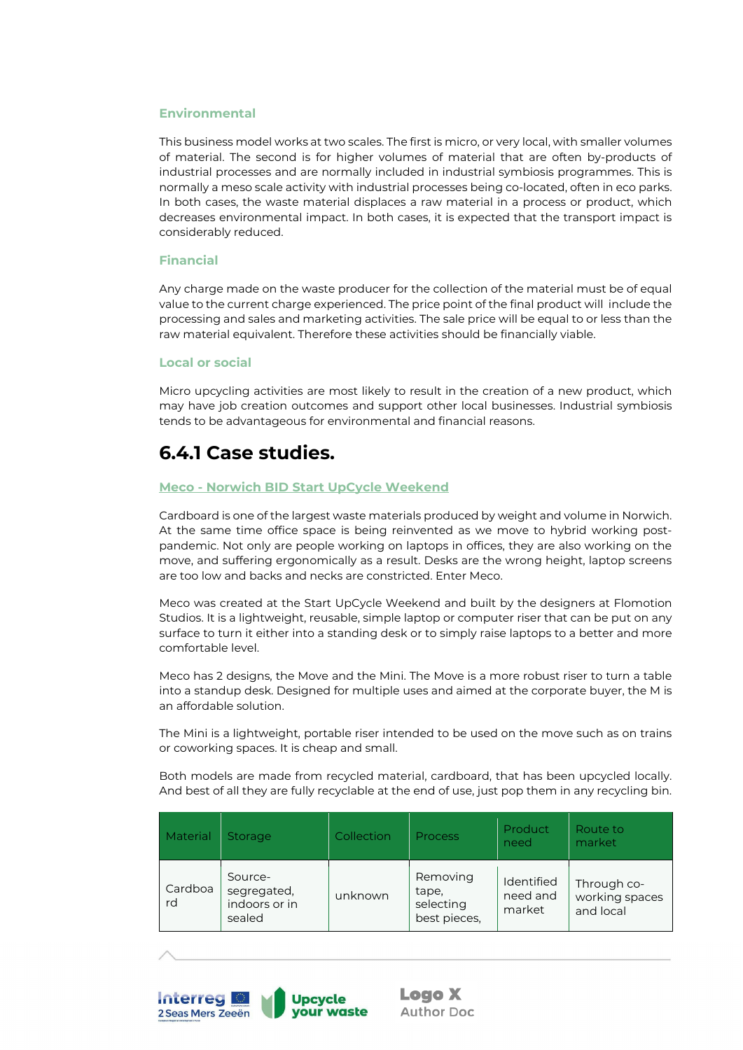### Environmental

This business model works at two scales. The first is micro, or very local, with smaller volumes of material. The second is for higher volumes of material that are often by-products of industrial processes and are normally included in industrial symbiosis programmes. This is normally a meso scale activity with industrial processes being co-located, often in eco parks. In both cases, the waste material displaces a raw material in a process or product, which decreases environmental impact. In both cases, it is expected that the transport impact is considerably reduced.

### Financial

Any charge made on the waste producer for the collection of the material must be of equal value to the current charge experienced. The price point of the final product will include the processing and sales and marketing activities. The sale price will be equal to or less than the raw material equivalent. Therefore these activities should be financially viable.

### Local or social

Micro upcycling activities are most likely to result in the creation of a new product, which may have job creation outcomes and support other local businesses. Industrial symbiosis tends to be advantageous for environmental and financial reasons.

## 6.4.1 Case studies.

### Meco - Norwich BID Start UpCycle Weekend

Cardboard is one of the largest waste materials produced by weight and volume in Norwich. At the same time office space is being reinvented as we move to hybrid working post-pandemic. Not only are people working on laptops in offices, they are also working on the move, and suffering ergonomically as a result. Desks are the wrong height, laptop screens are too low and backs and necks are constricted. Enter Meco.

Meco was created at the Start UpCycle Weekend and built by the designers at Flomotion Studios. It is a lightweight, reusable, simple laptop or computer riser that can be put on any surface to turn it either into a standing desk or to simply raise laptops to a better and more comfortable level.

Meco has 2 designs, the Move and the Mini. The Move is a more robust riser to turn a table into a standup desk. Designed for multiple uses and aimed at the corporate buyer, the M is an affordable solution.

The Mini is a lightweight, portable riser intended to be used on the move such as on trains or coworking spaces. It is cheap and small.

Both models are made from recycled material, cardboard, that has been upcycled locally. And best of all they are fully recyclable at the end of use, just pop them in any recycling bin.

| Material | Storage | Collection | Process | Product need | Route to market |
|---|---|---|---|---|---|
| Cardboard | Source-segregated, indoors or in sealed | unknown | Removing tape, selecting best pieces, | Identified need and market | Through co-working spaces and local |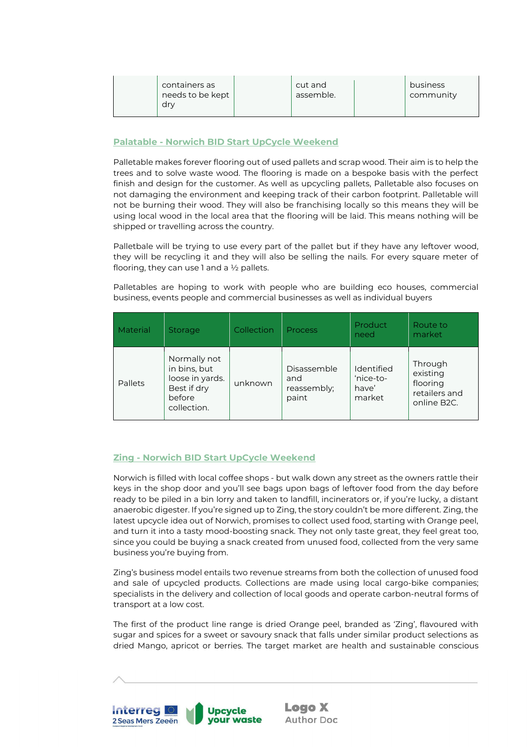| | containers as needs to be kept dry | | cut and assemble. | | business community |
|---|---|---|---|---|---|

## Palatable - Norwich BID Start UpCycle Weekend

Palletable makes forever flooring out of used pallets and scrap wood. Their aim is to help the trees and to solve waste wood. The flooring is made on a bespoke basis with the perfect finish and design for the customer. As well as upcycling pallets, Palletable also focuses on not damaging the environment and keeping track of their carbon footprint. Palletable will not be burning their wood. They will also be franchising locally so this means they will be using local wood in the local area that the flooring will be laid. This means nothing will be shipped or travelling across the country.

Palletbale will be trying to use every part of the pallet but if they have any leftover wood, they will be recycling it and they will also be selling the nails. For every square meter of flooring, they can use 1 and a ½ pallets.

Palletables are hoping to work with people who are building eco houses, commercial business, events people and commercial businesses as well as individual buyers

| Material | Storage | Collection | Process | Product need | Route to market |
|---|---|---|---|---|---|
| Pallets | Normally not in bins, but loose in yards. Best if dry before collection. | unknown | Disassemble and reassembly; paint | Identified 'nice-to-have' market | Through existing flooring retailers and online B2C. |

## Zing - Norwich BID Start UpCycle Weekend

Norwich is filled with local coffee shops - but walk down any street as the owners rattle their keys in the shop door and you'll see bags upon bags of leftover food from the day before ready to be piled in a bin lorry and taken to landfill, incinerators or, if you're lucky, a distant anaerobic digester. If you're signed up to Zing, the story couldn't be more different. Zing, the latest upcycle idea out of Norwich, promises to collect used food, starting with Orange peel, and turn it into a tasty mood-boosting snack. They not only taste great, they feel great too, since you could be buying a snack created from unused food, collected from the very same business you're buying from.

Zing's business model entails two revenue streams from both the collection of unused food and sale of upcycled products. Collections are made using local cargo-bike companies; specialists in the delivery and collection of local goods and operate carbon-neutral forms of transport at a low cost.

The first of the product line range is dried Orange peel, branded as 'Zing', flavoured with sugar and spices for a sweet or savoury snack that falls under similar product selections as dried Mango, apricot or berries. The target market are health and sustainable conscious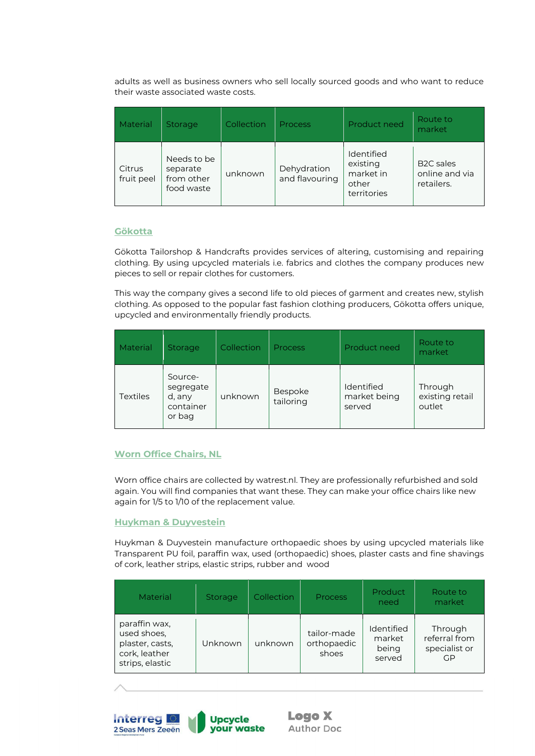adults as well as business owners who sell locally sourced goods and who want to reduce their waste associated waste costs.

| Material | Storage | Collection | Process | Product need | Route to market |
|---|---|---|---|---|---|
| Citrus fruit peel | Needs to be separate from other food waste | unknown | Dehydration and flavouring | Identified existing market in other territories | B2C sales online and via retailers. |

### Gökotta

Gökotta Tailorshop & Handcrafts provides services of altering, customising and repairing clothing. By using upcycled materials i.e. fabrics and clothes the company produces new pieces to sell or repair clothes for customers.

This way the company gives a second life to old pieces of garment and creates new, stylish clothing. As opposed to the popular fast fashion clothing producers, Gökotta offers unique, upcycled and environmentally friendly products.

| Material | Storage | Collection | Process | Product need | Route to market |
|---|---|---|---|---|---|
| Textiles | Source-segregated, any container or bag | unknown | Bespoke tailoring | Identified market being served | Through existing retail outlet |

### Worn Office Chairs, NL

Worn office chairs are collected by watrest.nl. They are professionally refurbished and sold again. You will find companies that want these. They can make your office chairs like new again for 1/5 to 1/10 of the replacement value.

### Huykman & Duyvestein

Huykman & Duyvestein manufacture orthopaedic shoes by using upcycled materials like Transparent PU foil, paraffin wax, used (orthopaedic) shoes, plaster casts and fine shavings of cork, leather strips, elastic strips, rubber and wood

| Material | Storage | Collection | Process | Product need | Route to market |
|---|---|---|---|---|---|
| paraffin wax, used shoes, plaster, casts, cork, leather strips, elastic | Unknown | unknown | tailor-made orthopaedic shoes | Identified market being served | Through referral from specialist or GP |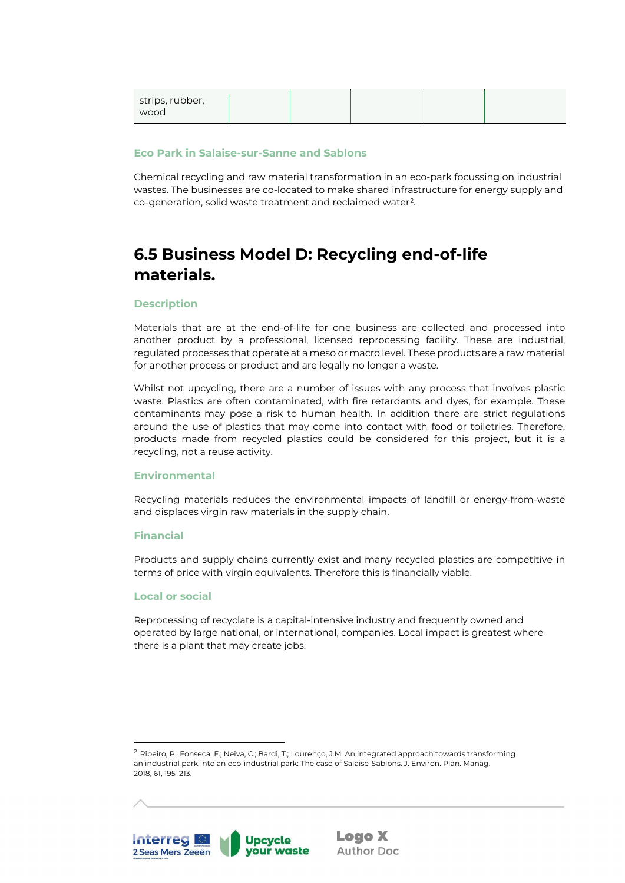| strips, rubber, wood | | | | | |
|---|---|---|---|---|---|

#### Eco Park in Salaise-sur-Sanne and Sablons

Chemical recycling and raw material transformation in an eco-park focussing on industrial wastes. The businesses are co-located to make shared infrastructure for energy supply and co-generation, solid waste treatment and reclaimed water[2].

## 6.5 Business Model D: Recycling end-of-life materials.

#### Description

Materials that are at the end-of-life for one business are collected and processed into another product by a professional, licensed reprocessing facility. These are industrial, regulated processes that operate at a meso or macro level. These products are a raw material for another process or product and are legally no longer a waste.

Whilst not upcycling, there are a number of issues with any process that involves plastic waste. Plastics are often contaminated, with fire retardants and dyes, for example. These contaminants may pose a risk to human health. In addition there are strict regulations around the use of plastics that may come into contact with food or toiletries. Therefore, products made from recycled plastics could be considered for this project, but it is a recycling, not a reuse activity.

#### Environmental

Recycling materials reduces the environmental impacts of landfill or energy-from-waste and displaces virgin raw materials in the supply chain.

#### Financial

Products and supply chains currently exist and many recycled plastics are competitive in terms of price with virgin equivalents. Therefore this is financially viable.

#### Local or social

Reprocessing of recyclate is a capital-intensive industry and frequently owned and operated by large national, or international, companies. Local impact is greatest where there is a plant that may create jobs.

---

[2] Ribeiro, P.; Fonseca, F.; Neiva, C.; Bardi, T.; Lourenço, J.M. An integrated approach towards transforming an industrial park into an eco-industrial park: The case of Salaise-Sablons. J. Environ. Plan. Manag. 2018, 61, 195–213.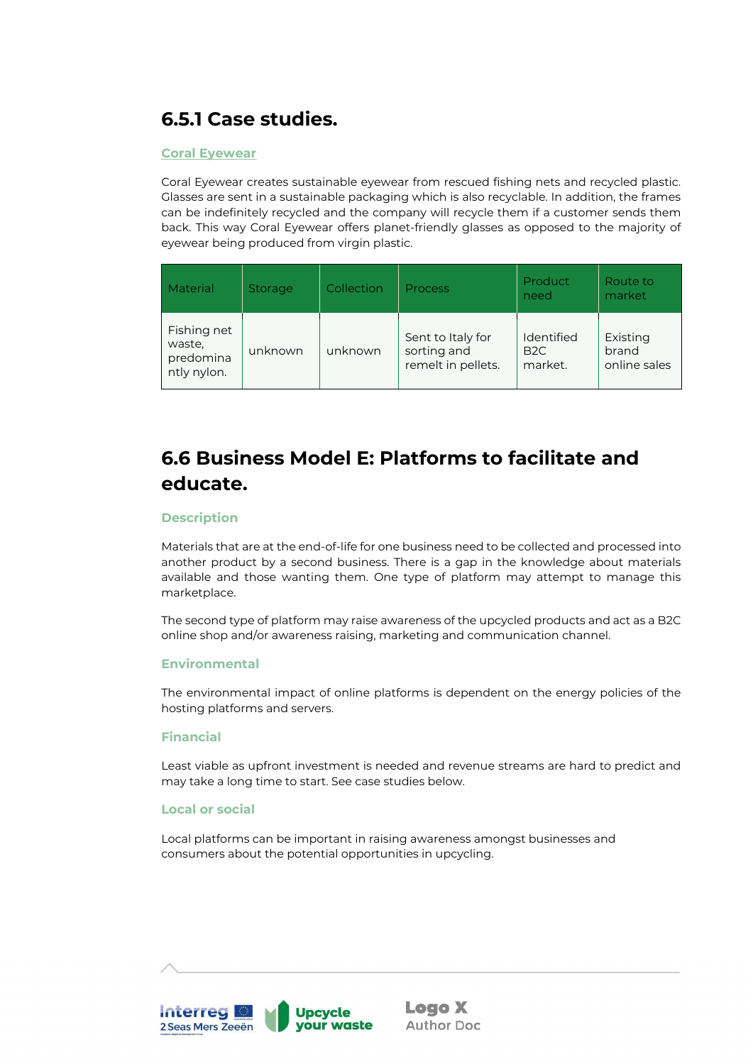### 6.5.1 Case studies.

#### Coral Eyewear

Coral Eyewear creates sustainable eyewear from rescued fishing nets and recycled plastic. Glasses are sent in a sustainable packaging which is also recyclable. In addition, the frames can be indefinitely recycled and the company will recycle them if a customer sends them back. This way Coral Eyewear offers planet-friendly glasses as opposed to the majority of eyewear being produced from virgin plastic.

| Material | Storage | Collection | Process | Product need | Route to market |
|---|---|---|---|---|---|
| Fishing net waste, predominantly nylon. | unknown | unknown | Sent to Italy for sorting and remelt in pellets. | Identified B2C market. | Existing brand online sales |

## 6.6 Business Model E: Platforms to facilitate and educate.

#### Description

Materials that are at the end-of-life for one business need to be collected and processed into another product by a second business. There is a gap in the knowledge about materials available and those wanting them. One type of platform may attempt to manage this marketplace.

The second type of platform may raise awareness of the upcycled products and act as a B2C online shop and/or awareness raising, marketing and communication channel.

#### Environmental

The environmental impact of online platforms is dependent on the energy policies of the hosting platforms and servers.

#### Financial

Least viable as upfront investment is needed and revenue streams are hard to predict and may take a long time to start. See case studies below.

#### Local or social

Local platforms can be important in raising awareness amongst businesses and consumers about the potential opportunities in upcycling.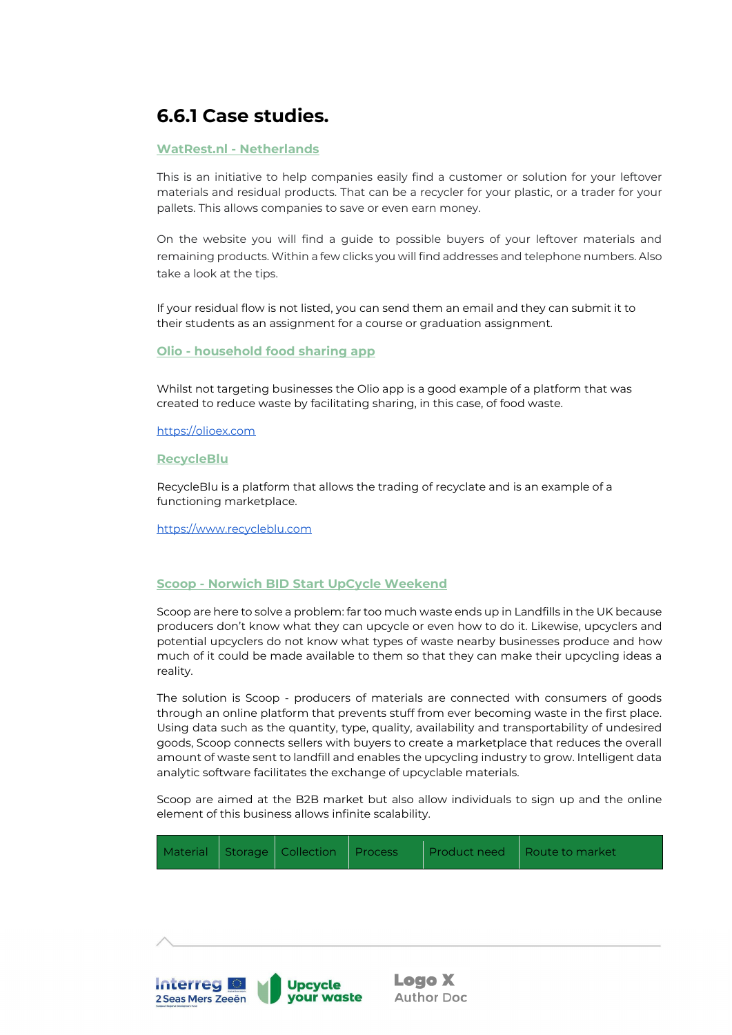## 6.6.1 Case studies.

### WatRest.nl - Netherlands

This is an initiative to help companies easily find a customer or solution for your leftover materials and residual products. That can be a recycler for your plastic, or a trader for your pallets. This allows companies to save or even earn money.

On the website you will find a guide to possible buyers of your leftover materials and remaining products. Within a few clicks you will find addresses and telephone numbers. Also take a look at the tips.

If your residual flow is not listed, you can send them an email and they can submit it to their students as an assignment for a course or graduation assignment.

### Olio - household food sharing app

Whilst not targeting businesses the Olio app is a good example of a platform that was created to reduce waste by facilitating sharing, in this case, of food waste.

https://olioex.com

### RecycleBlu

RecycleBlu is a platform that allows the trading of recyclate and is an example of a functioning marketplace.

https://www.recycleblu.com

### Scoop - Norwich BID Start UpCycle Weekend

Scoop are here to solve a problem: far too much waste ends up in Landfills in the UK because producers don't know what they can upcycle or even how to do it. Likewise, upcyclers and potential upcyclers do not know what types of waste nearby businesses produce and how much of it could be made available to them so that they can make their upcycling ideas a reality.

The solution is Scoop - producers of materials are connected with consumers of goods through an online platform that prevents stuff from ever becoming waste in the first place. Using data such as the quantity, type, quality, availability and transportability of undesired goods, Scoop connects sellers with buyers to create a marketplace that reduces the overall amount of waste sent to landfill and enables the upcycling industry to grow. Intelligent data analytic software facilitates the exchange of upcyclable materials.

Scoop are aimed at the B2B market but also allow individuals to sign up and the online element of this business allows infinite scalability.

| Material | Storage | Collection | Process | Product need | Route to market |
|---|---|---|---|---|---|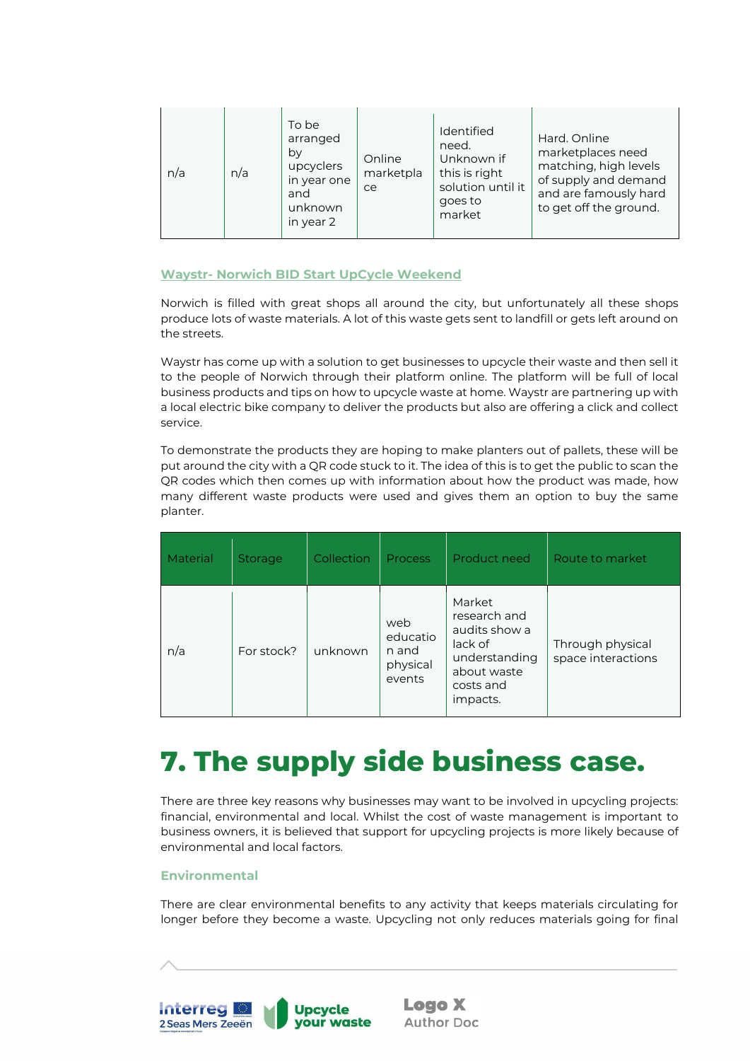| | | | | | |
|---|---|---|---|---|---|
| n/a | n/a | To be arranged by upcyclers in year one and unknown in year 2 | Online marketplace | Identified need. Unknown if this is right solution until it goes to market | Hard. Online marketplaces need matching, high levels of supply and demand and are famously hard to get off the ground. |

### Waystr- Norwich BID Start UpCycle Weekend

Norwich is filled with great shops all around the city, but unfortunately all these shops produce lots of waste materials. A lot of this waste gets sent to landfill or gets left around on the streets.

Waystr has come up with a solution to get businesses to upcycle their waste and then sell it to the people of Norwich through their platform online. The platform will be full of local business products and tips on how to upcycle waste at home. Waystr are partnering up with a local electric bike company to deliver the products but also are offering a click and collect service.

To demonstrate the products they are hoping to make planters out of pallets, these will be put around the city with a QR code stuck to it. The idea of this is to get the public to scan the QR codes which then comes up with information about how the product was made, how many different waste products were used and gives them an option to buy the same planter.

| Material | Storage | Collection | Process | Product need | Route to market |
|---|---|---|---|---|---|
| n/a | For stock? | unknown | web education and physical events | Market research and audits show a lack of understanding about waste costs and impacts. | Through physical space interactions |

# 7. The supply side business case.

There are three key reasons why businesses may want to be involved in upcycling projects: financial, environmental and local. Whilst the cost of waste management is important to business owners, it is believed that support for upcycling projects is more likely because of environmental and local factors.

### Environmental

There are clear environmental benefits to any activity that keeps materials circulating for longer before they become a waste. Upcycling not only reduces materials going for final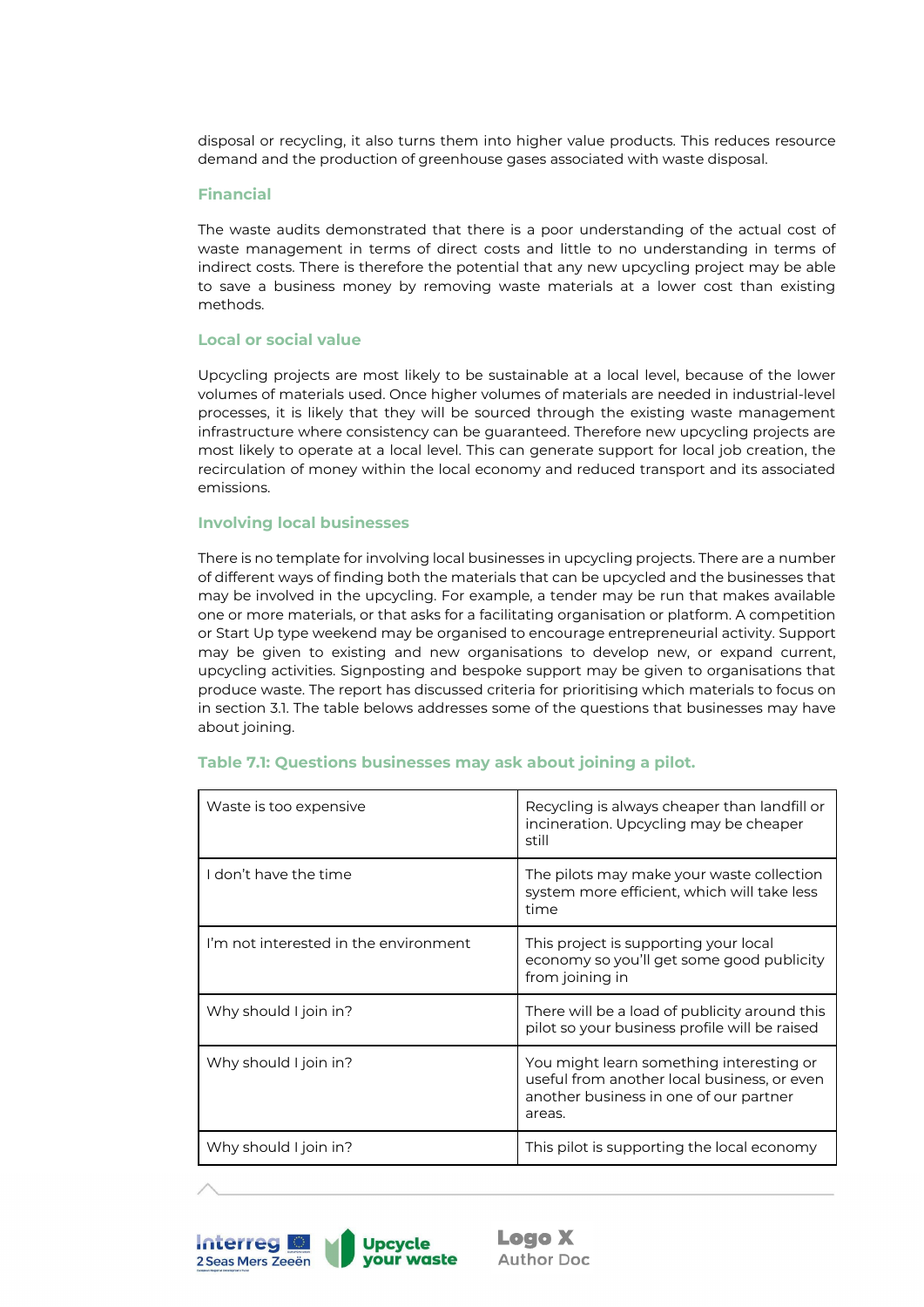disposal or recycling, it also turns them into higher value products. This reduces resource demand and the production of greenhouse gases associated with waste disposal.

### Financial

The waste audits demonstrated that there is a poor understanding of the actual cost of waste management in terms of direct costs and little to no understanding in terms of indirect costs. There is therefore the potential that any new upcycling project may be able to save a business money by removing waste materials at a lower cost than existing methods.

### Local or social value

Upcycling projects are most likely to be sustainable at a local level, because of the lower volumes of materials used. Once higher volumes of materials are needed in industrial-level processes, it is likely that they will be sourced through the existing waste management infrastructure where consistency can be guaranteed. Therefore new upcycling projects are most likely to operate at a local level. This can generate support for local job creation, the recirculation of money within the local economy and reduced transport and its associated emissions.

### Involving local businesses

There is no template for involving local businesses in upcycling projects. There are a number of different ways of finding both the materials that can be upcycled and the businesses that may be involved in the upcycling. For example, a tender may be run that makes available one or more materials, or that asks for a facilitating organisation or platform. A competition or Start Up type weekend may be organised to encourage entrepreneurial activity. Support may be given to existing and new organisations to develop new, or expand current, upcycling activities. Signposting and bespoke support may be given to organisations that produce waste. The report has discussed criteria for prioritising which materials to focus on in section 3.1. The table belows addresses some of the questions that businesses may have about joining.

**Table 7.1: Questions businesses may ask about joining a pilot.**

| | |
|---|---|
| Waste is too expensive | Recycling is always cheaper than landfill or incineration. Upcycling may be cheaper still |
| I don't have the time | The pilots may make your waste collection system more efficient, which will take less time |
| I'm not interested in the environment | This project is supporting your local economy so you'll get some good publicity from joining in |
| Why should I join in? | There will be a load of publicity around this pilot so your business profile will be raised |
| Why should I join in? | You might learn something interesting or useful from another local business, or even another business in one of our partner areas. |
| Why should I join in? | This pilot is supporting the local economy |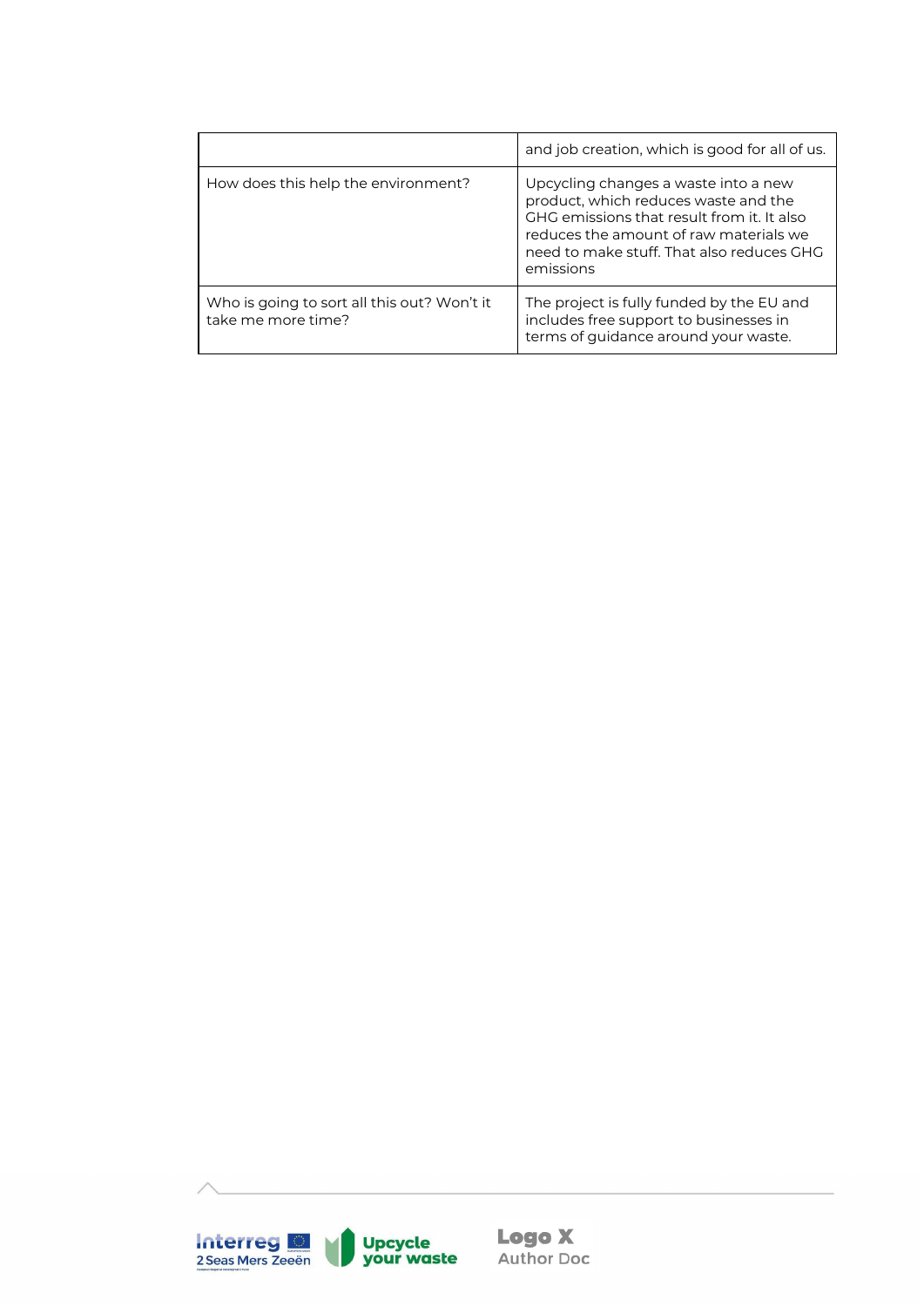| | |
|---|---|
| | and job creation, which is good for all of us. |
| How does this help the environment? | Upcycling changes a waste into a new product, which reduces waste and the GHG emissions that result from it. It also reduces the amount of raw materials we need to make stuff. That also reduces GHG emissions |
| Who is going to sort all this out? Won't it take me more time? | The project is fully funded by the EU and includes free support to businesses in terms of guidance around your waste. |